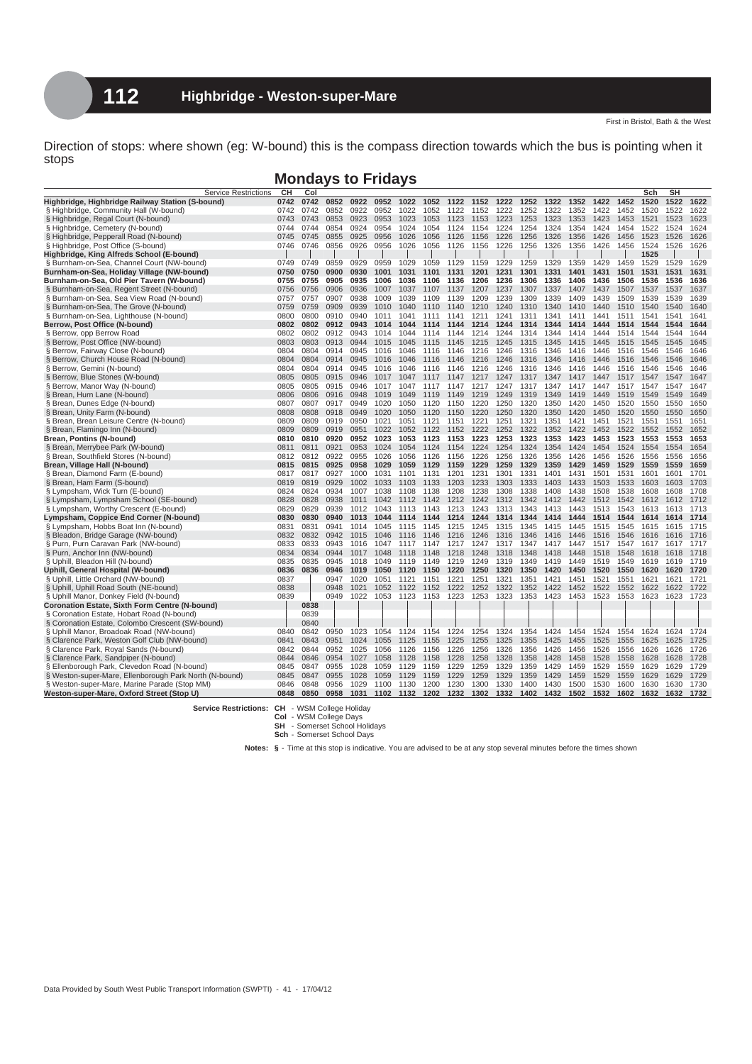# 112 Highbridge - Weston-super-Mare

First in Bristol, Bath & the West

Direction of stops: where shown (eg: W-bound) this is the compass direction towards which the bus is pointing when it stops

## Mondays to Fridays

| Service Restrictions | CH | Col | | | | | | | | | | | | | | Sch | SH | |
|---|---|---|---|---|---|---|---|---|---|---|---|---|---|---|---|---|---|---|
| **Highbridge, Highbridge Railway Station (S-bound)** | 0742 | 0742 | 0852 | 0922 | 0952 | 1022 | 1052 | 1122 | 1152 | 1222 | 1252 | 1322 | 1352 | 1422 | 1452 | 1520 | 1522 | 1622 |
| § Highbridge, Community Hall (W-bound) | 0742 | 0742 | 0852 | 0922 | 0952 | 1022 | 1052 | 1122 | 1152 | 1222 | 1252 | 1322 | 1352 | 1422 | 1452 | 1520 | 1522 | 1622 |
| § Highbridge, Regal Court (N-bound) | 0743 | 0743 | 0853 | 0923 | 0953 | 1023 | 1053 | 1123 | 1153 | 1223 | 1253 | 1323 | 1353 | 1423 | 1453 | 1521 | 1523 | 1623 |
| § Highbridge, Cemetery (N-bound) | 0744 | 0744 | 0854 | 0924 | 0954 | 1024 | 1054 | 1124 | 1154 | 1224 | 1254 | 1324 | 1354 | 1424 | 1454 | 1522 | 1524 | 1624 |
| § Highbridge, Pepperall Road (N-bound) | 0745 | 0745 | 0855 | 0925 | 0956 | 1026 | 1056 | 1126 | 1156 | 1226 | 1256 | 1326 | 1356 | 1426 | 1456 | 1523 | 1526 | 1626 |
| § Highbridge, Post Office (S-bound) | 0746 | 0746 | 0856 | 0926 | 0956 | 1026 | 1056 | 1126 | 1156 | 1226 | 1256 | 1326 | 1356 | 1426 | 1456 | 1524 | 1526 | 1626 |
| **Highbridge, King Alfreds School (E-bound)** | | | | | | | | | | | | | | | | 1525 | | |
| § Burnham-on-Sea, Channel Court (NW-bound) | 0749 | 0749 | 0859 | 0929 | 0959 | 1029 | 1059 | 1129 | 1159 | 1229 | 1259 | 1329 | 1359 | 1429 | 1459 | 1529 | 1529 | 1629 |
| **Burnham-on-Sea, Holiday Village (NW-bound)** | 0750 | 0750 | 0900 | 0930 | 1001 | 1031 | 1101 | 1131 | 1201 | 1231 | 1301 | 1331 | 1401 | 1431 | 1501 | 1531 | 1531 | 1631 |
| **Burnham-on-Sea, Old Pier Tavern (W-bound)** | 0755 | 0755 | 0905 | 0935 | 1006 | 1036 | 1106 | 1136 | 1206 | 1236 | 1306 | 1336 | 1406 | 1436 | 1506 | 1536 | 1536 | 1636 |
| § Burnham-on-Sea, Regent Street (N-bound) | 0756 | 0756 | 0906 | 0936 | 1007 | 1037 | 1107 | 1137 | 1207 | 1237 | 1307 | 1337 | 1407 | 1437 | 1507 | 1537 | 1537 | 1637 |
| § Burnham-on-Sea, Sea View Road (N-bound) | 0757 | 0757 | 0907 | 0938 | 1009 | 1039 | 1109 | 1139 | 1209 | 1239 | 1309 | 1339 | 1409 | 1439 | 1509 | 1539 | 1539 | 1639 |
| § Burnham-on-Sea, The Grove (N-bound) | 0759 | 0759 | 0909 | 0939 | 1010 | 1040 | 1110 | 1140 | 1210 | 1240 | 1310 | 1340 | 1410 | 1440 | 1510 | 1540 | 1540 | 1640 |
| § Burnham-on-Sea, Lighthouse (N-bound) | 0800 | 0800 | 0910 | 0940 | 1011 | 1041 | 1111 | 1141 | 1211 | 1241 | 1311 | 1341 | 1411 | 1441 | 1511 | 1541 | 1541 | 1641 |
| **Berrow, Post Office (N-bound)** | 0802 | 0802 | 0912 | 0943 | 1014 | 1044 | 1114 | 1144 | 1214 | 1244 | 1314 | 1344 | 1414 | 1444 | 1514 | 1544 | 1544 | 1644 |
| § Berrow, opp Berrow Road | 0802 | 0802 | 0912 | 0943 | 1014 | 1044 | 1114 | 1144 | 1214 | 1244 | 1314 | 1344 | 1414 | 1444 | 1514 | 1544 | 1544 | 1644 |
| § Berrow, Post Office (NW-bound) | 0803 | 0803 | 0913 | 0944 | 1015 | 1045 | 1115 | 1145 | 1215 | 1245 | 1315 | 1345 | 1415 | 1445 | 1515 | 1545 | 1545 | 1645 |
| § Berrow, Fairway Close (N-bound) | 0804 | 0804 | 0914 | 0945 | 1016 | 1046 | 1116 | 1146 | 1216 | 1246 | 1316 | 1346 | 1416 | 1446 | 1516 | 1546 | 1546 | 1646 |
| § Berrow, Church House Road (N-bound) | 0804 | 0804 | 0914 | 0945 | 1016 | 1046 | 1116 | 1146 | 1216 | 1246 | 1316 | 1346 | 1416 | 1446 | 1516 | 1546 | 1546 | 1646 |
| § Berrow, Gemini (N-bound) | 0804 | 0804 | 0914 | 0945 | 1016 | 1046 | 1116 | 1146 | 1216 | 1246 | 1316 | 1346 | 1416 | 1446 | 1516 | 1546 | 1546 | 1646 |
| § Berrow, Blue Stones (W-bound) | 0805 | 0805 | 0915 | 0946 | 1017 | 1047 | 1117 | 1147 | 1217 | 1247 | 1317 | 1347 | 1417 | 1447 | 1517 | 1547 | 1547 | 1647 |
| § Berrow, Manor Way (N-bound) | 0805 | 0805 | 0915 | 0946 | 1017 | 1047 | 1117 | 1147 | 1217 | 1247 | 1317 | 1347 | 1417 | 1447 | 1517 | 1547 | 1547 | 1647 |
| § Brean, Hurn Lane (N-bound) | 0806 | 0806 | 0916 | 0948 | 1019 | 1049 | 1119 | 1149 | 1219 | 1249 | 1319 | 1349 | 1419 | 1449 | 1519 | 1549 | 1549 | 1649 |
| § Brean, Dunes Edge (N-bound) | 0807 | 0807 | 0917 | 0949 | 1020 | 1050 | 1120 | 1150 | 1220 | 1250 | 1320 | 1350 | 1420 | 1450 | 1520 | 1550 | 1550 | 1650 |
| § Brean, Unity Farm (N-bound) | 0808 | 0808 | 0918 | 0949 | 1020 | 1050 | 1120 | 1150 | 1220 | 1250 | 1320 | 1350 | 1420 | 1450 | 1520 | 1550 | 1550 | 1650 |
| § Brean, Brean Leisure Centre (N-bound) | 0809 | 0809 | 0919 | 0950 | 1021 | 1051 | 1121 | 1151 | 1221 | 1251 | 1321 | 1351 | 1421 | 1451 | 1521 | 1551 | 1551 | 1651 |
| § Brean, Flamingo Inn (N-bound) | 0809 | 0809 | 0919 | 0951 | 1022 | 1052 | 1122 | 1152 | 1222 | 1252 | 1322 | 1352 | 1422 | 1452 | 1522 | 1552 | 1552 | 1652 |
| **Brean, Pontins (N-bound)** | 0810 | 0810 | 0920 | 0952 | 1023 | 1053 | 1123 | 1153 | 1223 | 1253 | 1323 | 1353 | 1423 | 1453 | 1523 | 1553 | 1553 | 1653 |
| § Brean, Merrybee Park (W-bound) | 0811 | 0811 | 0921 | 0953 | 1024 | 1054 | 1124 | 1154 | 1224 | 1254 | 1324 | 1354 | 1424 | 1454 | 1524 | 1554 | 1554 | 1654 |
| § Brean, Southfield Stores (N-bound) | 0812 | 0812 | 0922 | 0955 | 1026 | 1056 | 1126 | 1156 | 1226 | 1256 | 1326 | 1356 | 1426 | 1456 | 1526 | 1556 | 1556 | 1656 |
| **Brean, Village Hall (N-bound)** | 0815 | 0815 | 0925 | 0958 | 1029 | 1059 | 1129 | 1159 | 1229 | 1259 | 1329 | 1359 | 1429 | 1459 | 1529 | 1559 | 1559 | 1659 |
| § Brean, Diamond Farm (E-bound) | 0817 | 0817 | 0927 | 1000 | 1031 | 1101 | 1131 | 1201 | 1231 | 1301 | 1331 | 1401 | 1431 | 1501 | 1531 | 1601 | 1601 | 1701 |
| § Brean, Ham Farm (S-bound) | 0819 | 0819 | 0929 | 1002 | 1033 | 1103 | 1133 | 1203 | 1233 | 1303 | 1333 | 1403 | 1433 | 1503 | 1533 | 1603 | 1603 | 1703 |
| § Lympsham, Wick Turn (E-bound) | 0824 | 0824 | 0934 | 1007 | 1038 | 1108 | 1138 | 1208 | 1238 | 1308 | 1338 | 1408 | 1438 | 1508 | 1538 | 1608 | 1608 | 1708 |
| § Lympsham, Lympsham School (SE-bound) | 0828 | 0828 | 0938 | 1011 | 1042 | 1112 | 1142 | 1212 | 1242 | 1312 | 1342 | 1412 | 1442 | 1512 | 1542 | 1612 | 1612 | 1712 |
| § Lympsham, Worthy Crescent (E-bound) | 0829 | 0829 | 0939 | 1012 | 1043 | 1113 | 1143 | 1213 | 1243 | 1313 | 1343 | 1413 | 1443 | 1513 | 1543 | 1613 | 1613 | 1713 |
| **Lympsham, Coppice End Corner (N-bound)** | 0830 | 0830 | 0940 | 1013 | 1044 | 1114 | 1144 | 1214 | 1244 | 1314 | 1344 | 1414 | 1444 | 1514 | 1544 | 1614 | 1614 | 1714 |
| § Lympsham, Hobbs Boat Inn (N-bound) | 0831 | 0831 | 0941 | 1014 | 1045 | 1115 | 1145 | 1215 | 1245 | 1315 | 1345 | 1415 | 1445 | 1515 | 1545 | 1615 | 1615 | 1715 |
| § Bleadon, Bridge Garage (NW-bound) | 0832 | 0832 | 0942 | 1015 | 1046 | 1116 | 1146 | 1216 | 1246 | 1316 | 1346 | 1416 | 1446 | 1516 | 1546 | 1616 | 1616 | 1716 |
| § Purn, Purn Caravan Park (NW-bound) | 0833 | 0833 | 0943 | 1016 | 1047 | 1117 | 1147 | 1217 | 1247 | 1317 | 1347 | 1417 | 1447 | 1517 | 1547 | 1617 | 1617 | 1717 |
| § Purn, Anchor Inn (NW-bound) | 0834 | 0834 | 0944 | 1017 | 1048 | 1118 | 1148 | 1218 | 1248 | 1318 | 1348 | 1418 | 1448 | 1518 | 1548 | 1618 | 1618 | 1718 |
| § Uphill, Bleadon Hill (N-bound) | 0835 | 0835 | 0945 | 1018 | 1049 | 1119 | 1149 | 1219 | 1249 | 1319 | 1349 | 1419 | 1449 | 1519 | 1549 | 1619 | 1619 | 1719 |
| **Uphill, General Hospital (W-bound)** | 0836 | 0836 | 0946 | 1019 | 1050 | 1120 | 1150 | 1220 | 1250 | 1320 | 1350 | 1420 | 1450 | 1520 | 1550 | 1620 | 1620 | 1720 |
| § Uphill, Little Orchard (NW-bound) | 0837 | | 0947 | 1020 | 1051 | 1121 | 1151 | 1221 | 1251 | 1321 | 1351 | 1421 | 1451 | 1521 | 1551 | 1621 | 1621 | 1721 |
| § Uphill, Uphill Road South (NE-bound) | 0838 | | 0948 | 1021 | 1052 | 1122 | 1152 | 1222 | 1252 | 1322 | 1352 | 1422 | 1452 | 1522 | 1552 | 1622 | 1622 | 1722 |
| § Uphill Manor, Donkey Field (N-bound) | 0839 | | 0949 | 1022 | 1053 | 1123 | 1153 | 1223 | 1253 | 1323 | 1353 | 1423 | 1453 | 1523 | 1553 | 1623 | 1623 | 1723 |
| **Coronation Estate, Sixth Form Centre (N-bound)** | | 0838 | | | | | | | | | | | | | | | | |
| § Coronation Estate, Hobart Road (N-bound) | | 0839 | | | | | | | | | | | | | | | | |
| § Coronation Estate, Colombo Crescent (SW-bound) | | 0840 | | | | | | | | | | | | | | | | |
| § Uphill Manor, Broadoak Road (NW-bound) | 0840 | 0842 | 0950 | 1023 | 1054 | 1124 | 1154 | 1224 | 1254 | 1324 | 1354 | 1424 | 1454 | 1524 | 1554 | 1624 | 1624 | 1724 |
| § Clarence Park, Weston Golf Club (NW-bound) | 0841 | 0843 | 0951 | 1024 | 1055 | 1125 | 1155 | 1225 | 1255 | 1325 | 1355 | 1425 | 1455 | 1525 | 1555 | 1625 | 1625 | 1725 |
| § Clarence Park, Royal Sands (N-bound) | 0842 | 0844 | 0952 | 1025 | 1056 | 1126 | 1156 | 1226 | 1256 | 1326 | 1356 | 1426 | 1456 | 1526 | 1556 | 1626 | 1626 | 1726 |
| § Clarence Park, Sandpiper (N-bound) | 0844 | 0846 | 0954 | 1027 | 1058 | 1128 | 1158 | 1228 | 1258 | 1328 | 1358 | 1428 | 1458 | 1528 | 1558 | 1628 | 1628 | 1728 |
| § Ellenborough Park, Clevedon Road (N-bound) | 0845 | 0847 | 0955 | 1028 | 1059 | 1129 | 1159 | 1229 | 1259 | 1329 | 1359 | 1429 | 1459 | 1529 | 1559 | 1629 | 1629 | 1729 |
| § Weston-super-Mare, Ellenborough Park North (N-bound) | 0845 | 0847 | 0955 | 1028 | 1059 | 1129 | 1159 | 1229 | 1259 | 1329 | 1359 | 1429 | 1459 | 1529 | 1559 | 1629 | 1629 | 1729 |
| § Weston-super-Mare, Marine Parade (Stop MM) | 0846 | 0848 | 0956 | 1029 | 1100 | 1130 | 1200 | 1230 | 1300 | 1330 | 1400 | 1430 | 1500 | 1530 | 1600 | 1630 | 1630 | 1730 |
| **Weston-super-Mare, Oxford Street (Stop U)** | 0848 | 0850 | 0958 | 1031 | 1102 | 1132 | 1202 | 1232 | 1302 | 1332 | 1402 | 1432 | 1502 | 1532 | 1602 | 1632 | 1632 | 1732 |

**Service Restrictions:** **CH** - WSM College Holiday
**Col** - WSM College Days
**SH** - Somerset School Holidays
**Sch** - Somerset School Days

**Notes:** **§** - Time at this stop is indicative. You are advised to be at any stop several minutes before the times shown

Data Provided by South West Public Transport Information (SWPTI) - 41 - 17/04/12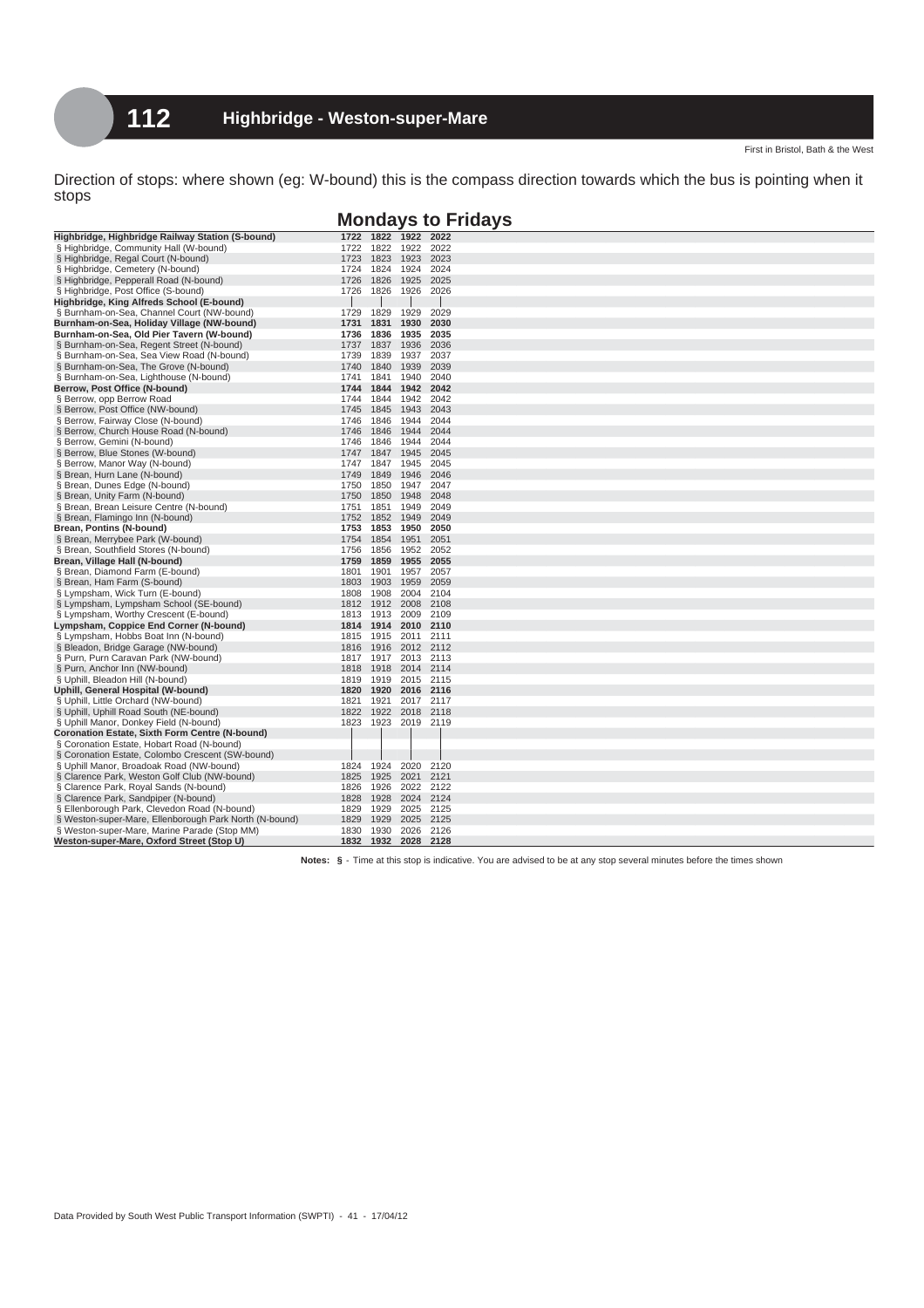# 112 Highbridge - Weston-super-Mare

First in Bristol, Bath & the West

Direction of stops: where shown (eg: W-bound) this is the compass direction towards which the bus is pointing when it stops

## Mondays to Fridays

| Stop | | | | |
|---|---|---|---|---|
| **Highbridge, Highbridge Railway Station (S-bound)** | **1722** | **1822** | **1922** | **2022** |
| § Highbridge, Community Hall (W-bound) | 1722 | 1822 | 1922 | 2022 |
| § Highbridge, Regal Court (N-bound) | 1723 | 1823 | 1923 | 2023 |
| § Highbridge, Cemetery (N-bound) | 1724 | 1824 | 1924 | 2024 |
| § Highbridge, Pepperall Road (N-bound) | 1726 | 1826 | 1925 | 2025 |
| § Highbridge, Post Office (S-bound) | 1726 | 1826 | 1926 | 2026 |
| **Highbridge, King Alfreds School (E-bound)** | \| | \| | \| | \| |
| § Burnham-on-Sea, Channel Court (NW-bound) | 1729 | 1829 | 1929 | 2029 |
| **Burnham-on-Sea, Holiday Village (NW-bound)** | **1731** | **1831** | **1930** | **2030** |
| **Burnham-on-Sea, Old Pier Tavern (W-bound)** | **1736** | **1836** | **1935** | **2035** |
| § Burnham-on-Sea, Regent Street (N-bound) | 1737 | 1837 | 1936 | 2036 |
| § Burnham-on-Sea, Sea View Road (N-bound) | 1739 | 1839 | 1937 | 2037 |
| § Burnham-on-Sea, The Grove (N-bound) | 1740 | 1840 | 1939 | 2039 |
| § Burnham-on-Sea, Lighthouse (N-bound) | 1741 | 1841 | 1940 | 2040 |
| **Berrow, Post Office (N-bound)** | **1744** | **1844** | **1942** | **2042** |
| § Berrow, opp Berrow Road | 1744 | 1844 | 1942 | 2042 |
| § Berrow, Post Office (NW-bound) | 1745 | 1845 | 1943 | 2043 |
| § Berrow, Fairway Close (N-bound) | 1746 | 1846 | 1944 | 2044 |
| § Berrow, Church House Road (N-bound) | 1746 | 1846 | 1944 | 2044 |
| § Berrow, Gemini (N-bound) | 1746 | 1846 | 1944 | 2044 |
| § Berrow, Blue Stones (W-bound) | 1747 | 1847 | 1945 | 2045 |
| § Berrow, Manor Way (N-bound) | 1747 | 1847 | 1945 | 2045 |
| § Brean, Hurn Lane (N-bound) | 1749 | 1849 | 1946 | 2046 |
| § Brean, Dunes Edge (N-bound) | 1750 | 1850 | 1947 | 2047 |
| § Brean, Unity Farm (N-bound) | 1750 | 1850 | 1948 | 2048 |
| § Brean, Brean Leisure Centre (N-bound) | 1751 | 1851 | 1949 | 2049 |
| § Brean, Flamingo Inn (N-bound) | 1752 | 1852 | 1949 | 2049 |
| **Brean, Pontins (N-bound)** | **1753** | **1853** | **1950** | **2050** |
| § Brean, Merrybee Park (W-bound) | 1754 | 1854 | 1951 | 2051 |
| § Brean, Southfield Stores (N-bound) | 1756 | 1856 | 1952 | 2052 |
| **Brean, Village Hall (N-bound)** | **1759** | **1859** | **1955** | **2055** |
| § Brean, Diamond Farm (E-bound) | 1801 | 1901 | 1957 | 2057 |
| § Brean, Ham Farm (S-bound) | 1803 | 1903 | 1959 | 2059 |
| § Lympsham, Wick Turn (E-bound) | 1808 | 1908 | 2004 | 2104 |
| § Lympsham, Lympsham School (SE-bound) | 1812 | 1912 | 2008 | 2108 |
| § Lympsham, Worthy Crescent (E-bound) | 1813 | 1913 | 2009 | 2109 |
| **Lympsham, Coppice End Corner (N-bound)** | **1814** | **1914** | **2010** | **2110** |
| § Lympsham, Hobbs Boat Inn (N-bound) | 1815 | 1915 | 2011 | 2111 |
| § Bleadon, Bridge Garage (NW-bound) | 1816 | 1916 | 2012 | 2112 |
| § Purn, Purn Caravan Park (NW-bound) | 1817 | 1917 | 2013 | 2113 |
| § Purn, Anchor Inn (NW-bound) | 1818 | 1918 | 2014 | 2114 |
| § Uphill, Bleadon Hill (N-bound) | 1819 | 1919 | 2015 | 2115 |
| **Uphill, General Hospital (W-bound)** | **1820** | **1920** | **2016** | **2116** |
| § Uphill, Little Orchard (NW-bound) | 1821 | 1921 | 2017 | 2117 |
| § Uphill, Uphill Road South (NE-bound) | 1822 | 1922 | 2018 | 2118 |
| § Uphill Manor, Donkey Field (N-bound) | 1823 | 1923 | 2019 | 2119 |
| **Coronation Estate, Sixth Form Centre (N-bound)** | \| | \| | \| | \| |
| § Coronation Estate, Hobart Road (N-bound) | \| | \| | \| | \| |
| § Coronation Estate, Colombo Crescent (SW-bound) | \| | \| | \| | \| |
| § Uphill Manor, Broadoak Road (NW-bound) | 1824 | 1924 | 2020 | 2120 |
| § Clarence Park, Weston Golf Club (NW-bound) | 1825 | 1925 | 2021 | 2121 |
| § Clarence Park, Royal Sands (N-bound) | 1826 | 1926 | 2022 | 2122 |
| § Clarence Park, Sandpiper (N-bound) | 1828 | 1928 | 2024 | 2124 |
| § Ellenborough Park, Clevedon Road (N-bound) | 1829 | 1929 | 2025 | 2125 |
| § Weston-super-Mare, Ellenborough Park North (N-bound) | 1829 | 1929 | 2025 | 2125 |
| § Weston-super-Mare, Marine Parade (Stop MM) | 1830 | 1930 | 2026 | 2126 |
| **Weston-super-Mare, Oxford Street (Stop U)** | **1832** | **1932** | **2028** | **2128** |

**Notes: §** - Time at this stop is indicative. You are advised to be at any stop several minutes before the times shown

Data Provided by South West Public Transport Information (SWPTI) - 41 - 17/04/12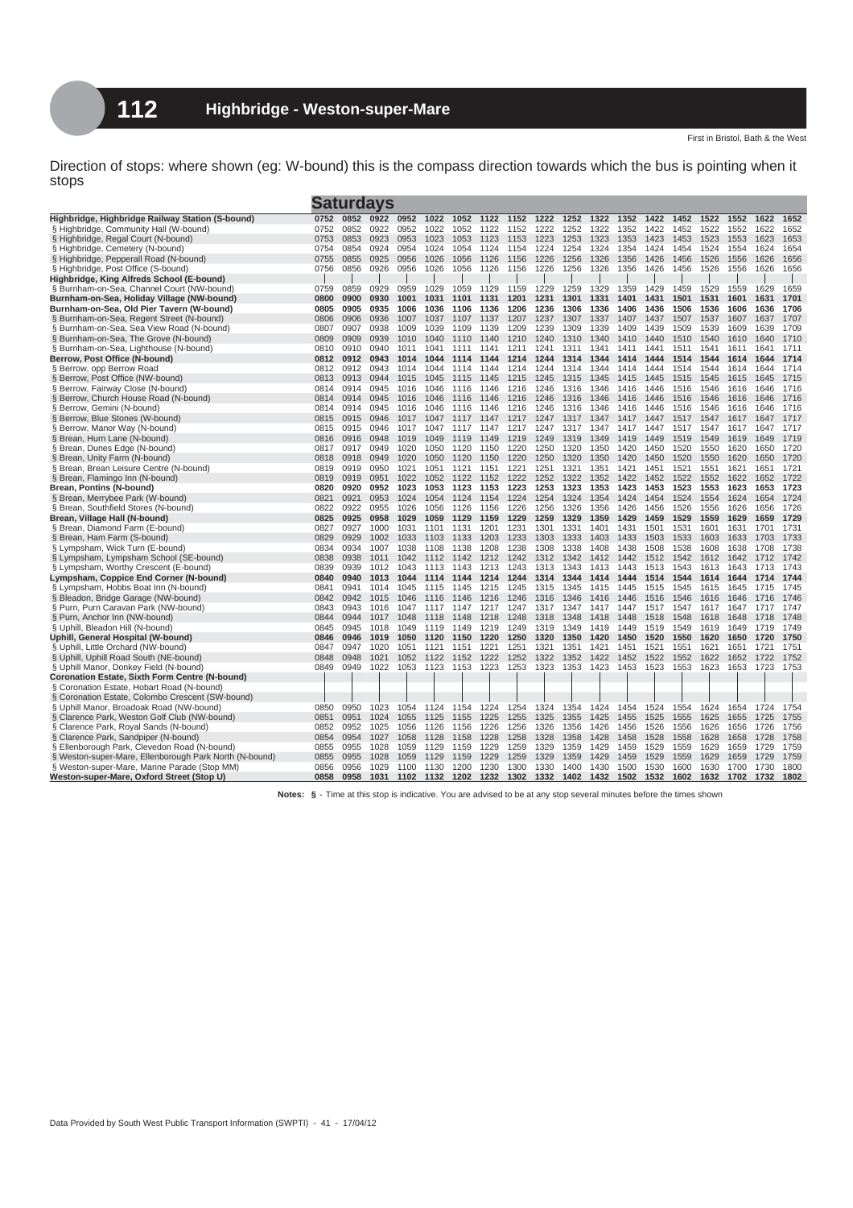# 112 Highbridge - Weston-super-Mare

First in Bristol, Bath & the West

Direction of stops: where shown (eg: W-bound) this is the compass direction towards which the bus is pointing when it stops

| Saturdays | | | | | | | | | | | | | | | | | |
|---|---|---|---|---|---|---|---|---|---|---|---|---|---|---|---|---|---|
| **Highbridge, Highbridge Railway Station (S-bound)** | **0752** | **0852** | **0922** | **0952** | **1022** | **1052** | **1122** | **1152** | **1222** | **1252** | **1322** | **1352** | **1422** | **1452** | **1522** | **1552** | **1622** | **1652** |
| § Highbridge, Community Hall (W-bound) | 0752 | 0852 | 0922 | 0952 | 1022 | 1052 | 1122 | 1152 | 1222 | 1252 | 1322 | 1352 | 1422 | 1452 | 1522 | 1552 | 1622 | 1652 |
| § Highbridge, Regal Court (N-bound) | 0753 | 0853 | 0923 | 0953 | 1023 | 1053 | 1123 | 1153 | 1223 | 1253 | 1323 | 1353 | 1423 | 1453 | 1523 | 1553 | 1623 | 1653 |
| § Highbridge, Cemetery (N-bound) | 0754 | 0854 | 0924 | 0954 | 1024 | 1054 | 1124 | 1154 | 1224 | 1254 | 1324 | 1354 | 1424 | 1454 | 1524 | 1554 | 1624 | 1654 |
| § Highbridge, Pepperall Road (N-bound) | 0755 | 0855 | 0925 | 0956 | 1026 | 1056 | 1126 | 1156 | 1226 | 1256 | 1326 | 1356 | 1426 | 1456 | 1526 | 1556 | 1626 | 1656 |
| § Highbridge, Post Office (S-bound) | 0756 | 0856 | 0926 | 0956 | 1026 | 1056 | 1126 | 1156 | 1226 | 1256 | 1326 | 1356 | 1426 | 1456 | 1526 | 1556 | 1626 | 1656 |
| **Highbridge, King Alfreds School (E-bound)** | \| | \| | \| | \| | \| | \| | \| | \| | \| | \| | \| | \| | \| | \| | \| | \| | \| | \| |
| § Burnham-on-Sea, Channel Court (NW-bound) | 0759 | 0859 | 0929 | 0959 | 1029 | 1059 | 1129 | 1159 | 1229 | 1259 | 1329 | 1359 | 1429 | 1459 | 1529 | 1559 | 1629 | 1659 |
| **Burnham-on-Sea, Holiday Village (NW-bound)** | **0800** | **0900** | **0930** | **1001** | **1031** | **1101** | **1131** | **1201** | **1231** | **1301** | **1331** | **1401** | **1431** | **1501** | **1531** | **1601** | **1631** | **1701** |
| **Burnham-on-Sea, Old Pier Tavern (W-bound)** | **0805** | **0905** | **0935** | **1006** | **1036** | **1106** | **1136** | **1206** | **1236** | **1306** | **1336** | **1406** | **1436** | **1506** | **1536** | **1606** | **1636** | **1706** |
| § Burnham-on-Sea, Regent Street (N-bound) | 0806 | 0906 | 0936 | 1007 | 1037 | 1107 | 1137 | 1207 | 1237 | 1307 | 1337 | 1407 | 1437 | 1507 | 1537 | 1607 | 1637 | 1707 |
| § Burnham-on-Sea, Sea View Road (N-bound) | 0807 | 0907 | 0938 | 1009 | 1039 | 1109 | 1139 | 1209 | 1239 | 1309 | 1339 | 1409 | 1439 | 1509 | 1539 | 1609 | 1639 | 1709 |
| § Burnham-on-Sea, The Grove (N-bound) | 0809 | 0909 | 0939 | 1010 | 1040 | 1110 | 1140 | 1210 | 1240 | 1310 | 1340 | 1410 | 1440 | 1510 | 1540 | 1610 | 1640 | 1710 |
| § Burnham-on-Sea, Lighthouse (N-bound) | 0810 | 0910 | 0940 | 1011 | 1041 | 1111 | 1141 | 1211 | 1241 | 1311 | 1341 | 1411 | 1441 | 1511 | 1541 | 1611 | 1641 | 1711 |
| **Berrow, Post Office (N-bound)** | **0812** | **0912** | **0943** | **1014** | **1044** | **1114** | **1144** | **1214** | **1244** | **1314** | **1344** | **1414** | **1444** | **1514** | **1544** | **1614** | **1644** | **1714** |
| § Berrow, opp Berrow Road | 0812 | 0912 | 0943 | 1014 | 1044 | 1114 | 1144 | 1214 | 1244 | 1314 | 1344 | 1414 | 1444 | 1514 | 1544 | 1614 | 1644 | 1714 |
| § Berrow, Post Office (NW-bound) | 0813 | 0913 | 0944 | 1015 | 1045 | 1115 | 1145 | 1215 | 1245 | 1315 | 1345 | 1415 | 1445 | 1515 | 1545 | 1615 | 1645 | 1715 |
| § Berrow, Fairway Close (N-bound) | 0814 | 0914 | 0945 | 1016 | 1046 | 1116 | 1146 | 1216 | 1246 | 1316 | 1346 | 1416 | 1446 | 1516 | 1546 | 1616 | 1646 | 1716 |
| § Berrow, Church House Road (N-bound) | 0814 | 0914 | 0945 | 1016 | 1046 | 1116 | 1146 | 1216 | 1246 | 1316 | 1346 | 1416 | 1446 | 1516 | 1546 | 1616 | 1646 | 1716 |
| § Berrow, Gemini (N-bound) | 0814 | 0914 | 0945 | 1016 | 1046 | 1116 | 1146 | 1216 | 1246 | 1316 | 1346 | 1416 | 1446 | 1516 | 1546 | 1616 | 1646 | 1716 |
| § Berrow, Blue Stones (W-bound) | 0815 | 0915 | 0946 | 1017 | 1047 | 1117 | 1147 | 1217 | 1247 | 1317 | 1347 | 1417 | 1447 | 1517 | 1547 | 1617 | 1647 | 1717 |
| § Berrow, Manor Way (N-bound) | 0815 | 0915 | 0946 | 1017 | 1047 | 1117 | 1147 | 1217 | 1247 | 1317 | 1347 | 1417 | 1447 | 1517 | 1547 | 1617 | 1647 | 1717 |
| § Brean, Hurn Lane (N-bound) | 0816 | 0916 | 0948 | 1019 | 1049 | 1119 | 1149 | 1219 | 1249 | 1319 | 1349 | 1419 | 1449 | 1519 | 1549 | 1619 | 1649 | 1719 |
| § Brean, Dunes Edge (N-bound) | 0817 | 0917 | 0949 | 1020 | 1050 | 1120 | 1150 | 1220 | 1250 | 1320 | 1350 | 1420 | 1450 | 1520 | 1550 | 1620 | 1650 | 1720 |
| § Brean, Unity Farm (N-bound) | 0818 | 0918 | 0949 | 1020 | 1050 | 1120 | 1150 | 1220 | 1250 | 1320 | 1350 | 1420 | 1450 | 1520 | 1550 | 1620 | 1650 | 1720 |
| § Brean, Brean Leisure Centre (N-bound) | 0819 | 0919 | 0950 | 1021 | 1051 | 1121 | 1151 | 1221 | 1251 | 1321 | 1351 | 1421 | 1451 | 1521 | 1551 | 1621 | 1651 | 1721 |
| § Brean, Flamingo Inn (N-bound) | 0819 | 0919 | 0951 | 1022 | 1052 | 1122 | 1152 | 1222 | 1252 | 1322 | 1352 | 1422 | 1452 | 1522 | 1552 | 1622 | 1652 | 1722 |
| **Brean, Pontins (N-bound)** | **0820** | **0920** | **0952** | **1023** | **1053** | **1123** | **1153** | **1223** | **1253** | **1323** | **1353** | **1423** | **1453** | **1523** | **1553** | **1623** | **1653** | **1723** |
| § Brean, Merrybee Park (W-bound) | 0821 | 0921 | 0953 | 1024 | 1054 | 1124 | 1154 | 1224 | 1254 | 1324 | 1354 | 1424 | 1454 | 1524 | 1554 | 1624 | 1654 | 1724 |
| § Brean, Southfield Stores (N-bound) | 0822 | 0922 | 0955 | 1026 | 1056 | 1126 | 1156 | 1226 | 1256 | 1326 | 1356 | 1426 | 1456 | 1526 | 1556 | 1626 | 1656 | 1726 |
| **Brean, Village Hall (N-bound)** | **0825** | **0925** | **0958** | **1029** | **1059** | **1129** | **1159** | **1229** | **1259** | **1329** | **1359** | **1429** | **1459** | **1529** | **1559** | **1629** | **1659** | **1729** |
| § Brean, Diamond Farm (E-bound) | 0827 | 0927 | 1000 | 1031 | 1101 | 1131 | 1201 | 1231 | 1301 | 1331 | 1401 | 1431 | 1501 | 1531 | 1601 | 1631 | 1701 | 1731 |
| § Brean, Ham Farm (S-bound) | 0829 | 0929 | 1002 | 1033 | 1103 | 1133 | 1203 | 1233 | 1303 | 1333 | 1403 | 1433 | 1503 | 1533 | 1603 | 1633 | 1703 | 1733 |
| § Lympsham, Wick Turn (E-bound) | 0834 | 0934 | 1007 | 1038 | 1108 | 1138 | 1208 | 1238 | 1308 | 1338 | 1408 | 1438 | 1508 | 1538 | 1608 | 1638 | 1708 | 1738 |
| § Lympsham, Lympsham School (SE-bound) | 0838 | 0938 | 1011 | 1042 | 1112 | 1142 | 1212 | 1242 | 1312 | 1342 | 1412 | 1442 | 1512 | 1542 | 1612 | 1642 | 1712 | 1742 |
| § Lympsham, Worthy Crescent (E-bound) | 0839 | 0939 | 1012 | 1043 | 1113 | 1143 | 1213 | 1243 | 1313 | 1343 | 1413 | 1443 | 1513 | 1543 | 1613 | 1643 | 1713 | 1743 |
| **Lympsham, Coppice End Corner (N-bound)** | **0840** | **0940** | **1013** | **1044** | **1114** | **1144** | **1214** | **1244** | **1314** | **1344** | **1414** | **1444** | **1514** | **1544** | **1614** | **1644** | **1714** | **1744** |
| § Lympsham, Hobbs Boat Inn (N-bound) | 0841 | 0941 | 1014 | 1045 | 1115 | 1145 | 1215 | 1245 | 1315 | 1345 | 1415 | 1445 | 1515 | 1545 | 1615 | 1645 | 1715 | 1745 |
| § Bleadon, Bridge Garage (NW-bound) | 0842 | 0942 | 1015 | 1046 | 1116 | 1146 | 1216 | 1246 | 1316 | 1346 | 1416 | 1446 | 1516 | 1546 | 1616 | 1646 | 1716 | 1746 |
| § Purn, Purn Caravan Park (NW-bound) | 0843 | 0943 | 1016 | 1047 | 1117 | 1147 | 1217 | 1247 | 1317 | 1347 | 1417 | 1447 | 1517 | 1547 | 1617 | 1647 | 1717 | 1747 |
| § Purn, Anchor Inn (NW-bound) | 0844 | 0944 | 1017 | 1048 | 1118 | 1148 | 1218 | 1248 | 1318 | 1348 | 1418 | 1448 | 1518 | 1548 | 1618 | 1648 | 1718 | 1748 |
| § Uphill, Bleadon Hill (N-bound) | 0845 | 0945 | 1018 | 1049 | 1119 | 1149 | 1219 | 1249 | 1319 | 1349 | 1419 | 1449 | 1519 | 1549 | 1619 | 1649 | 1719 | 1749 |
| **Uphill, General Hospital (W-bound)** | **0846** | **0946** | **1019** | **1050** | **1120** | **1150** | **1220** | **1250** | **1320** | **1350** | **1420** | **1450** | **1520** | **1550** | **1620** | **1650** | **1720** | **1750** |
| § Uphill, Little Orchard (NW-bound) | 0847 | 0947 | 1020 | 1051 | 1121 | 1151 | 1221 | 1251 | 1321 | 1351 | 1421 | 1451 | 1521 | 1551 | 1621 | 1651 | 1721 | 1751 |
| § Uphill, Uphill Road South (NE-bound) | 0848 | 0948 | 1021 | 1052 | 1122 | 1152 | 1222 | 1252 | 1322 | 1352 | 1422 | 1452 | 1522 | 1552 | 1622 | 1652 | 1722 | 1752 |
| § Uphill Manor, Donkey Field (N-bound) | 0849 | 0949 | 1022 | 1053 | 1123 | 1153 | 1223 | 1253 | 1323 | 1353 | 1423 | 1453 | 1523 | 1553 | 1623 | 1653 | 1723 | 1753 |
| **Coronation Estate, Sixth Form Centre (N-bound)** | \| | \| | \| | \| | \| | \| | \| | \| | \| | \| | \| | \| | \| | \| | \| | \| | \| | \| |
| § Coronation Estate, Hobart Road (N-bound) | \| | \| | \| | \| | \| | \| | \| | \| | \| | \| | \| | \| | \| | \| | \| | \| | \| | \| |
| § Coronation Estate, Colombo Crescent (SW-bound) | \| | \| | \| | \| | \| | \| | \| | \| | \| | \| | \| | \| | \| | \| | \| | \| | \| | \| |
| § Uphill Manor, Broadoak Road (NW-bound) | 0850 | 0950 | 1023 | 1054 | 1124 | 1154 | 1224 | 1254 | 1324 | 1354 | 1424 | 1454 | 1524 | 1554 | 1624 | 1654 | 1724 | 1754 |
| § Clarence Park, Weston Golf Club (NW-bound) | 0851 | 0951 | 1024 | 1055 | 1125 | 1155 | 1225 | 1255 | 1325 | 1355 | 1425 | 1455 | 1525 | 1555 | 1625 | 1655 | 1725 | 1755 |
| § Clarence Park, Royal Sands (N-bound) | 0852 | 0952 | 1025 | 1056 | 1126 | 1156 | 1226 | 1256 | 1326 | 1356 | 1426 | 1456 | 1526 | 1556 | 1626 | 1656 | 1726 | 1756 |
| § Clarence Park, Sandpiper (N-bound) | 0854 | 0954 | 1027 | 1058 | 1128 | 1158 | 1228 | 1258 | 1328 | 1358 | 1428 | 1458 | 1528 | 1558 | 1628 | 1658 | 1728 | 1758 |
| § Ellenborough Park, Clevedon Road (N-bound) | 0855 | 0955 | 1028 | 1059 | 1129 | 1159 | 1229 | 1259 | 1329 | 1359 | 1429 | 1459 | 1529 | 1559 | 1629 | 1659 | 1729 | 1759 |
| § Weston-super-Mare, Ellenborough Park North (N-bound) | 0855 | 0955 | 1028 | 1059 | 1129 | 1159 | 1229 | 1259 | 1329 | 1359 | 1429 | 1459 | 1529 | 1559 | 1629 | 1659 | 1729 | 1759 |
| § Weston-super-Mare, Marine Parade (Stop MM) | 0856 | 0956 | 1029 | 1100 | 1130 | 1200 | 1230 | 1300 | 1330 | 1400 | 1430 | 1500 | 1530 | 1600 | 1630 | 1700 | 1730 | 1800 |
| **Weston-super-Mare, Oxford Street (Stop U)** | **0858** | **0958** | **1031** | **1102** | **1132** | **1202** | **1232** | **1302** | **1332** | **1402** | **1432** | **1502** | **1532** | **1602** | **1632** | **1702** | **1732** | **1802** |

**Notes:** **§** - Time at this stop is indicative. You are advised to be at any stop several minutes before the times shown

Data Provided by South West Public Transport Information (SWPTI) - 41 - 17/04/12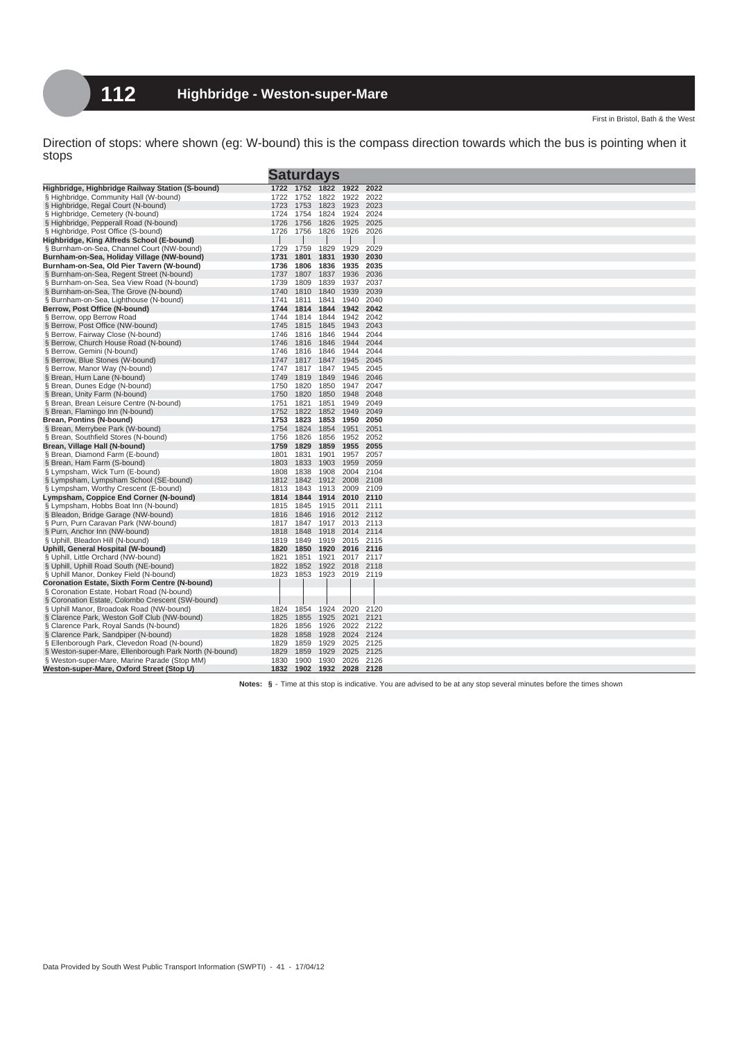# 112 Highbridge - Weston-super-Mare

First in Bristol, Bath & the West

Direction of stops: where shown (eg: W-bound) this is the compass direction towards which the bus is pointing when it stops

| | Saturdays | | | | |
|---|---|---|---|---|---|
| **Highbridge, Highbridge Railway Station (S-bound)** | **1722** | **1752** | **1822** | **1922** | **2022** |
| § Highbridge, Community Hall (W-bound) | 1722 | 1752 | 1822 | 1922 | 2022 |
| § Highbridge, Regal Court (N-bound) | 1723 | 1753 | 1823 | 1923 | 2023 |
| § Highbridge, Cemetery (N-bound) | 1724 | 1754 | 1824 | 1924 | 2024 |
| § Highbridge, Pepperall Road (N-bound) | 1726 | 1756 | 1826 | 1925 | 2025 |
| § Highbridge, Post Office (S-bound) | 1726 | 1756 | 1826 | 1926 | 2026 |
| **Highbridge, King Alfreds School (E-bound)** | \| | \| | \| | \| | \| |
| § Burnham-on-Sea, Channel Court (NW-bound) | 1729 | 1759 | 1829 | 1929 | 2029 |
| **Burnham-on-Sea, Holiday Village (NW-bound)** | **1731** | **1801** | **1831** | **1930** | **2030** |
| **Burnham-on-Sea, Old Pier Tavern (W-bound)** | **1736** | **1806** | **1836** | **1935** | **2035** |
| § Burnham-on-Sea, Regent Street (N-bound) | 1737 | 1807 | 1837 | 1936 | 2036 |
| § Burnham-on-Sea, Sea View Road (N-bound) | 1739 | 1809 | 1839 | 1937 | 2037 |
| § Burnham-on-Sea, The Grove (N-bound) | 1740 | 1810 | 1840 | 1939 | 2039 |
| § Burnham-on-Sea, Lighthouse (N-bound) | 1741 | 1811 | 1841 | 1940 | 2040 |
| **Berrow, Post Office (N-bound)** | **1744** | **1814** | **1844** | **1942** | **2042** |
| § Berrow, opp Berrow Road | 1744 | 1814 | 1844 | 1942 | 2042 |
| § Berrow, Post Office (NW-bound) | 1745 | 1815 | 1845 | 1943 | 2043 |
| § Berrow, Fairway Close (N-bound) | 1746 | 1816 | 1846 | 1944 | 2044 |
| § Berrow, Church House Road (N-bound) | 1746 | 1816 | 1846 | 1944 | 2044 |
| § Berrow, Gemini (N-bound) | 1746 | 1816 | 1846 | 1944 | 2044 |
| § Berrow, Blue Stones (W-bound) | 1747 | 1817 | 1847 | 1945 | 2045 |
| § Berrow, Manor Way (N-bound) | 1747 | 1817 | 1847 | 1945 | 2045 |
| § Brean, Hurn Lane (N-bound) | 1749 | 1819 | 1849 | 1946 | 2046 |
| § Brean, Dunes Edge (N-bound) | 1750 | 1820 | 1850 | 1947 | 2047 |
| § Brean, Unity Farm (N-bound) | 1750 | 1820 | 1850 | 1948 | 2048 |
| § Brean, Brean Leisure Centre (N-bound) | 1751 | 1821 | 1851 | 1949 | 2049 |
| § Brean, Flamingo Inn (N-bound) | 1752 | 1822 | 1852 | 1949 | 2049 |
| **Brean, Pontins (N-bound)** | **1753** | **1823** | **1853** | **1950** | **2050** |
| § Brean, Merrybee Park (W-bound) | 1754 | 1824 | 1854 | 1951 | 2051 |
| § Brean, Southfield Stores (N-bound) | 1756 | 1826 | 1856 | 1952 | 2052 |
| **Brean, Village Hall (N-bound)** | **1759** | **1829** | **1859** | **1955** | **2055** |
| § Brean, Diamond Farm (E-bound) | 1801 | 1831 | 1901 | 1957 | 2057 |
| § Brean, Ham Farm (S-bound) | 1803 | 1833 | 1903 | 1959 | 2059 |
| § Lympsham, Wick Turn (E-bound) | 1808 | 1838 | 1908 | 2004 | 2104 |
| § Lympsham, Lympsham School (SE-bound) | 1812 | 1842 | 1912 | 2008 | 2108 |
| § Lympsham, Worthy Crescent (E-bound) | 1813 | 1843 | 1913 | 2009 | 2109 |
| **Lympsham, Coppice End Corner (N-bound)** | **1814** | **1844** | **1914** | **2010** | **2110** |
| § Lympsham, Hobbs Boat Inn (N-bound) | 1815 | 1845 | 1915 | 2011 | 2111 |
| § Bleadon, Bridge Garage (NW-bound) | 1816 | 1846 | 1916 | 2012 | 2112 |
| § Purn, Purn Caravan Park (NW-bound) | 1817 | 1847 | 1917 | 2013 | 2113 |
| § Purn, Anchor Inn (NW-bound) | 1818 | 1848 | 1918 | 2014 | 2114 |
| § Uphill, Bleadon Hill (N-bound) | 1819 | 1849 | 1919 | 2015 | 2115 |
| **Uphill, General Hospital (W-bound)** | **1820** | **1850** | **1920** | **2016** | **2116** |
| § Uphill, Little Orchard (NW-bound) | 1821 | 1851 | 1921 | 2017 | 2117 |
| § Uphill, Uphill Road South (NE-bound) | 1822 | 1852 | 1922 | 2018 | 2118 |
| § Uphill Manor, Donkey Field (N-bound) | 1823 | 1853 | 1923 | 2019 | 2119 |
| **Coronation Estate, Sixth Form Centre (N-bound)** | \| | \| | \| | \| | \| |
| § Coronation Estate, Hobart Road (N-bound) | \| | \| | \| | \| | \| |
| § Coronation Estate, Colombo Crescent (SW-bound) | \| | \| | \| | \| | \| |
| § Uphill Manor, Broadoak Road (NW-bound) | 1824 | 1854 | 1924 | 2020 | 2120 |
| § Clarence Park, Weston Golf Club (NW-bound) | 1825 | 1855 | 1925 | 2021 | 2121 |
| § Clarence Park, Royal Sands (N-bound) | 1826 | 1856 | 1926 | 2022 | 2122 |
| § Clarence Park, Sandpiper (N-bound) | 1828 | 1858 | 1928 | 2024 | 2124 |
| § Ellenborough Park, Clevedon Road (N-bound) | 1829 | 1859 | 1929 | 2025 | 2125 |
| § Weston-super-Mare, Ellenborough Park North (N-bound) | 1829 | 1859 | 1929 | 2025 | 2125 |
| § Weston-super-Mare, Marine Parade (Stop MM) | 1830 | 1900 | 1930 | 2026 | 2126 |
| **Weston-super-Mare, Oxford Street (Stop U)** | **1832** | **1902** | **1932** | **2028** | **2128** |

**Notes: §** - Time at this stop is indicative. You are advised to be at any stop several minutes before the times shown

Data Provided by South West Public Transport Information (SWPTI) - 41 - 17/04/12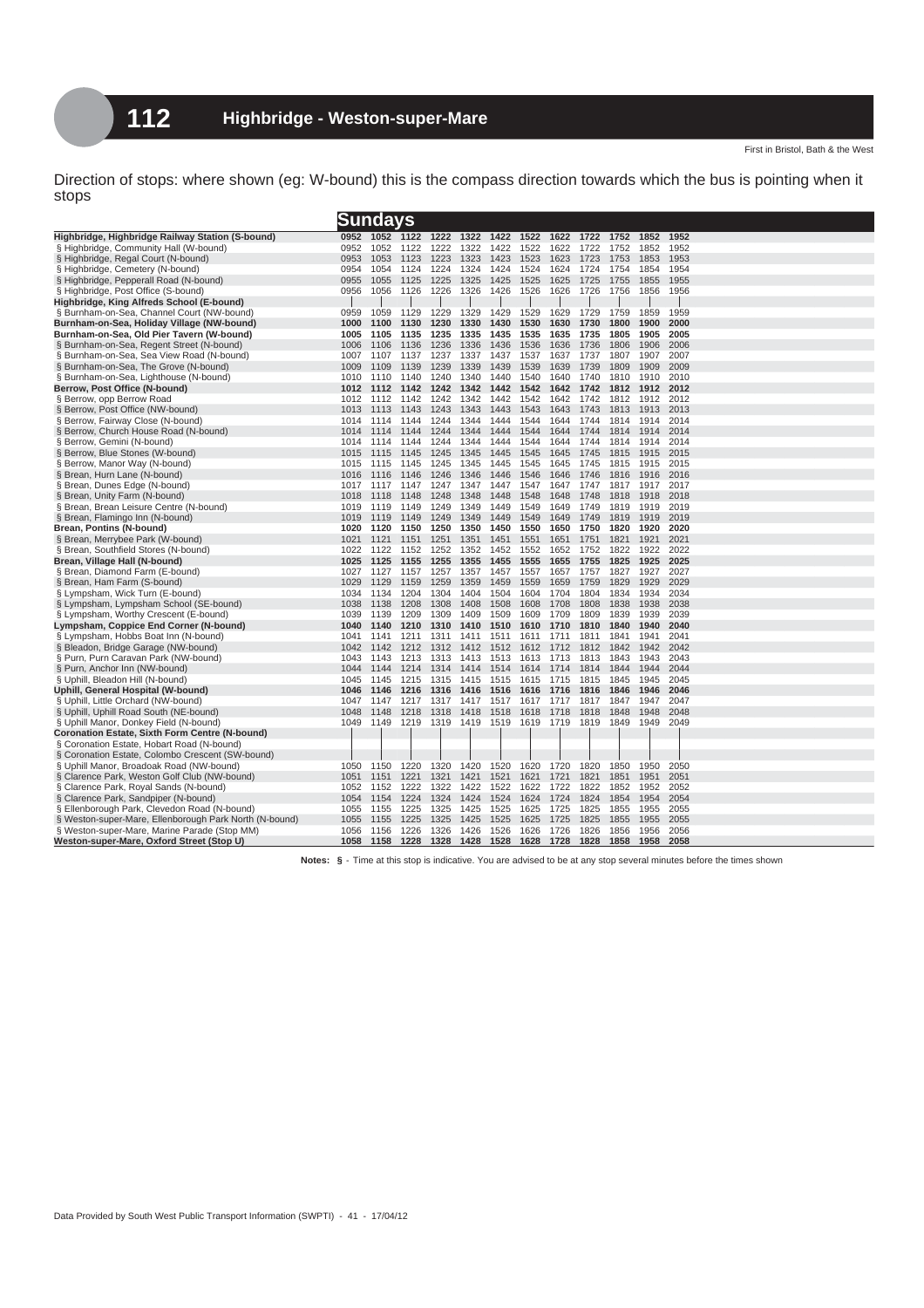# 112 Highbridge - Weston-super-Mare

First in Bristol, Bath & the West

Direction of stops: where shown (eg: W-bound) this is the compass direction towards which the bus is pointing when it stops

| Sundays | | | | | | | | | | | | |
|---|---|---|---|---|---|---|---|---|---|---|---|---|
| **Highbridge, Highbridge Railway Station (S-bound)** | **0952** | **1052** | **1122** | **1222** | **1322** | **1422** | **1522** | **1622** | **1722** | **1752** | **1852** | **1952** |
| § Highbridge, Community Hall (W-bound) | 0952 | 1052 | 1122 | 1222 | 1322 | 1422 | 1522 | 1622 | 1722 | 1752 | 1852 | 1952 |
| § Highbridge, Regal Court (N-bound) | 0953 | 1053 | 1123 | 1223 | 1323 | 1423 | 1523 | 1623 | 1723 | 1753 | 1853 | 1953 |
| § Highbridge, Cemetery (N-bound) | 0954 | 1054 | 1124 | 1224 | 1324 | 1424 | 1524 | 1624 | 1724 | 1754 | 1854 | 1954 |
| § Highbridge, Pepperall Road (N-bound) | 0955 | 1055 | 1125 | 1225 | 1325 | 1425 | 1525 | 1625 | 1725 | 1755 | 1855 | 1955 |
| § Highbridge, Post Office (S-bound) | 0956 | 1056 | 1126 | 1226 | 1326 | 1426 | 1526 | 1626 | 1726 | 1756 | 1856 | 1956 |
| **Highbridge, King Alfreds School (E-bound)** | \| | \| | \| | \| | \| | \| | \| | \| | \| | \| | \| | \| |
| § Burnham-on-Sea, Channel Court (NW-bound) | 0959 | 1059 | 1129 | 1229 | 1329 | 1429 | 1529 | 1629 | 1729 | 1759 | 1859 | 1959 |
| **Burnham-on-Sea, Holiday Village (NW-bound)** | **1000** | **1100** | **1130** | **1230** | **1330** | **1430** | **1530** | **1630** | **1730** | **1800** | **1900** | **2000** |
| **Burnham-on-Sea, Old Pier Tavern (W-bound)** | **1005** | **1105** | **1135** | **1235** | **1335** | **1435** | **1535** | **1635** | **1735** | **1805** | **1905** | **2005** |
| § Burnham-on-Sea, Regent Street (N-bound) | 1006 | 1106 | 1136 | 1236 | 1336 | 1436 | 1536 | 1636 | 1736 | 1806 | 1906 | 2006 |
| § Burnham-on-Sea, Sea View Road (N-bound) | 1007 | 1107 | 1137 | 1237 | 1337 | 1437 | 1537 | 1637 | 1737 | 1807 | 1907 | 2007 |
| § Burnham-on-Sea, The Grove (N-bound) | 1009 | 1109 | 1139 | 1239 | 1339 | 1439 | 1539 | 1639 | 1739 | 1809 | 1909 | 2009 |
| § Burnham-on-Sea, Lighthouse (N-bound) | 1010 | 1110 | 1140 | 1240 | 1340 | 1440 | 1540 | 1640 | 1740 | 1810 | 1910 | 2010 |
| **Berrow, Post Office (N-bound)** | **1012** | **1112** | **1142** | **1242** | **1342** | **1442** | **1542** | **1642** | **1742** | **1812** | **1912** | **2012** |
| § Berrow, opp Berrow Road | 1012 | 1112 | 1142 | 1242 | 1342 | 1442 | 1542 | 1642 | 1742 | 1812 | 1912 | 2012 |
| § Berrow, Post Office (NW-bound) | 1013 | 1113 | 1143 | 1243 | 1343 | 1443 | 1543 | 1643 | 1743 | 1813 | 1913 | 2013 |
| § Berrow, Fairway Close (N-bound) | 1014 | 1114 | 1144 | 1244 | 1344 | 1444 | 1544 | 1644 | 1744 | 1814 | 1914 | 2014 |
| § Berrow, Church House Road (N-bound) | 1014 | 1114 | 1144 | 1244 | 1344 | 1444 | 1544 | 1644 | 1744 | 1814 | 1914 | 2014 |
| § Berrow, Gemini (N-bound) | 1014 | 1114 | 1144 | 1244 | 1344 | 1444 | 1544 | 1644 | 1744 | 1814 | 1914 | 2014 |
| § Berrow, Blue Stones (W-bound) | 1015 | 1115 | 1145 | 1245 | 1345 | 1445 | 1545 | 1645 | 1745 | 1815 | 1915 | 2015 |
| § Berrow, Manor Way (N-bound) | 1015 | 1115 | 1145 | 1245 | 1345 | 1445 | 1545 | 1645 | 1745 | 1815 | 1915 | 2015 |
| § Brean, Hurn Lane (N-bound) | 1016 | 1116 | 1146 | 1246 | 1346 | 1446 | 1546 | 1646 | 1746 | 1816 | 1916 | 2016 |
| § Brean, Dunes Edge (N-bound) | 1017 | 1117 | 1147 | 1247 | 1347 | 1447 | 1547 | 1647 | 1747 | 1817 | 1917 | 2017 |
| § Brean, Unity Farm (N-bound) | 1018 | 1118 | 1148 | 1248 | 1348 | 1448 | 1548 | 1648 | 1748 | 1818 | 1918 | 2018 |
| § Brean, Brean Leisure Centre (N-bound) | 1019 | 1119 | 1149 | 1249 | 1349 | 1449 | 1549 | 1649 | 1749 | 1819 | 1919 | 2019 |
| § Brean, Flamingo Inn (N-bound) | 1019 | 1119 | 1149 | 1249 | 1349 | 1449 | 1549 | 1649 | 1749 | 1819 | 1919 | 2019 |
| **Brean, Pontins (N-bound)** | **1020** | **1120** | **1150** | **1250** | **1350** | **1450** | **1550** | **1650** | **1750** | **1820** | **1920** | **2020** |
| § Brean, Merrybee Park (W-bound) | 1021 | 1121 | 1151 | 1251 | 1351 | 1451 | 1551 | 1651 | 1751 | 1821 | 1921 | 2021 |
| § Brean, Southfield Stores (N-bound) | 1022 | 1122 | 1152 | 1252 | 1352 | 1452 | 1552 | 1652 | 1752 | 1822 | 1922 | 2022 |
| **Brean, Village Hall (N-bound)** | **1025** | **1125** | **1155** | **1255** | **1355** | **1455** | **1555** | **1655** | **1755** | **1825** | **1925** | **2025** |
| § Brean, Diamond Farm (E-bound) | 1027 | 1127 | 1157 | 1257 | 1357 | 1457 | 1557 | 1657 | 1757 | 1827 | 1927 | 2027 |
| § Brean, Ham Farm (S-bound) | 1029 | 1129 | 1159 | 1259 | 1359 | 1459 | 1559 | 1659 | 1759 | 1829 | 1929 | 2029 |
| § Lympsham, Wick Turn (E-bound) | 1034 | 1134 | 1204 | 1304 | 1404 | 1504 | 1604 | 1704 | 1804 | 1834 | 1934 | 2034 |
| § Lympsham, Lympsham School (SE-bound) | 1038 | 1138 | 1208 | 1308 | 1408 | 1508 | 1608 | 1708 | 1808 | 1838 | 1938 | 2038 |
| § Lympsham, Worthy Crescent (E-bound) | 1039 | 1139 | 1209 | 1309 | 1409 | 1509 | 1609 | 1709 | 1809 | 1839 | 1939 | 2039 |
| **Lympsham, Coppice End Corner (N-bound)** | **1040** | **1140** | **1210** | **1310** | **1410** | **1510** | **1610** | **1710** | **1810** | **1840** | **1940** | **2040** |
| § Lympsham, Hobbs Boat Inn (N-bound) | 1041 | 1141 | 1211 | 1311 | 1411 | 1511 | 1611 | 1711 | 1811 | 1841 | 1941 | 2041 |
| § Bleadon, Bridge Garage (NW-bound) | 1042 | 1142 | 1212 | 1312 | 1412 | 1512 | 1612 | 1712 | 1812 | 1842 | 1942 | 2042 |
| § Purn, Purn Caravan Park (NW-bound) | 1043 | 1143 | 1213 | 1313 | 1413 | 1513 | 1613 | 1713 | 1813 | 1843 | 1943 | 2043 |
| § Purn, Anchor Inn (NW-bound) | 1044 | 1144 | 1214 | 1314 | 1414 | 1514 | 1614 | 1714 | 1814 | 1844 | 1944 | 2044 |
| § Uphill, Bleadon Hill (N-bound) | 1045 | 1145 | 1215 | 1315 | 1415 | 1515 | 1615 | 1715 | 1815 | 1845 | 1945 | 2045 |
| **Uphill, General Hospital (W-bound)** | **1046** | **1146** | **1216** | **1316** | **1416** | **1516** | **1616** | **1716** | **1816** | **1846** | **1946** | **2046** |
| § Uphill, Little Orchard (NW-bound) | 1047 | 1147 | 1217 | 1317 | 1417 | 1517 | 1617 | 1717 | 1817 | 1847 | 1947 | 2047 |
| § Uphill, Uphill Road South (NE-bound) | 1048 | 1148 | 1218 | 1318 | 1418 | 1518 | 1618 | 1718 | 1818 | 1848 | 1948 | 2048 |
| § Uphill Manor, Donkey Field (N-bound) | 1049 | 1149 | 1219 | 1319 | 1419 | 1519 | 1619 | 1719 | 1819 | 1849 | 1949 | 2049 |
| **Coronation Estate, Sixth Form Centre (N-bound)** | \| | \| | \| | \| | \| | \| | \| | \| | \| | \| | \| | \| |
| § Coronation Estate, Hobart Road (N-bound) | \| | \| | \| | \| | \| | \| | \| | \| | \| | \| | \| | \| |
| § Coronation Estate, Colombo Crescent (SW-bound) | \| | \| | \| | \| | \| | \| | \| | \| | \| | \| | \| | \| |
| § Uphill Manor, Broadoak Road (NW-bound) | 1050 | 1150 | 1220 | 1320 | 1420 | 1520 | 1620 | 1720 | 1820 | 1850 | 1950 | 2050 |
| § Clarence Park, Weston Golf Club (NW-bound) | 1051 | 1151 | 1221 | 1321 | 1421 | 1521 | 1621 | 1721 | 1821 | 1851 | 1951 | 2051 |
| § Clarence Park, Royal Sands (N-bound) | 1052 | 1152 | 1222 | 1322 | 1422 | 1522 | 1622 | 1722 | 1822 | 1852 | 1952 | 2052 |
| § Clarence Park, Sandpiper (N-bound) | 1054 | 1154 | 1224 | 1324 | 1424 | 1524 | 1624 | 1724 | 1824 | 1854 | 1954 | 2054 |
| § Ellenborough Park, Clevedon Road (N-bound) | 1055 | 1155 | 1225 | 1325 | 1425 | 1525 | 1625 | 1725 | 1825 | 1855 | 1955 | 2055 |
| § Weston-super-Mare, Ellenborough Park North (N-bound) | 1055 | 1155 | 1225 | 1325 | 1425 | 1525 | 1625 | 1725 | 1825 | 1855 | 1955 | 2055 |
| § Weston-super-Mare, Marine Parade (Stop MM) | 1056 | 1156 | 1226 | 1326 | 1426 | 1526 | 1626 | 1726 | 1826 | 1856 | 1956 | 2056 |
| **Weston-super-Mare, Oxford Street (Stop U)** | **1058** | **1158** | **1228** | **1328** | **1428** | **1528** | **1628** | **1728** | **1828** | **1858** | **1958** | **2058** |

**Notes: §** - Time at this stop is indicative. You are advised to be at any stop several minutes before the times shown

Data Provided by South West Public Transport Information (SWPTI) - 41 - 17/04/12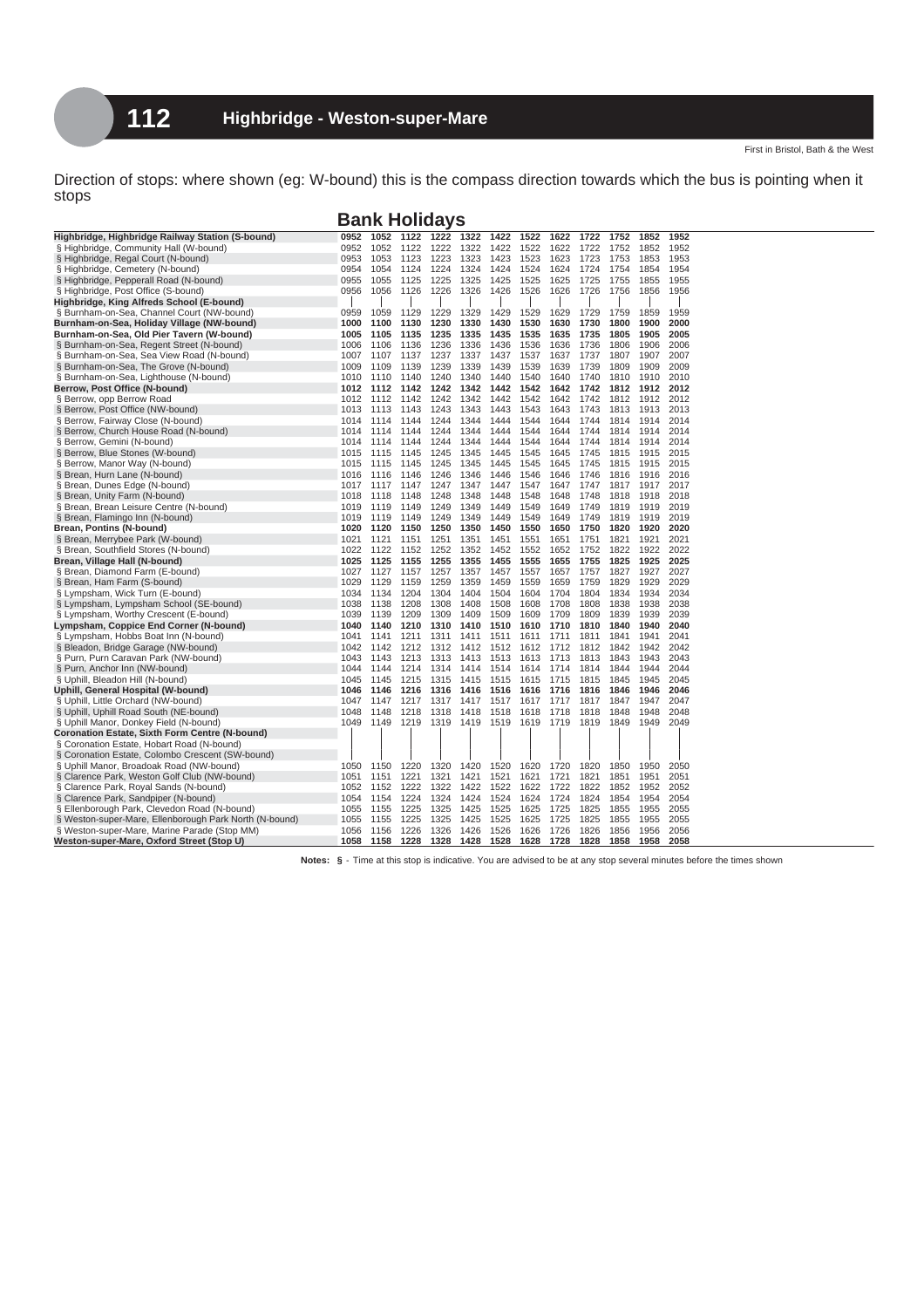# 112 Highbridge - Weston-super-Mare

First in Bristol, Bath & the West

Direction of stops: where shown (eg: W-bound) this is the compass direction towards which the bus is pointing when it stops

## Bank Holidays

| Stop | | | | | | | | | | | | |
|---|---|---|---|---|---|---|---|---|---|---|---|---|
| **Highbridge, Highbridge Railway Station (S-bound)** | **0952** | **1052** | **1122** | **1222** | **1322** | **1422** | **1522** | **1622** | **1722** | **1752** | **1852** | **1952** |
| § Highbridge, Community Hall (W-bound) | 0952 | 1052 | 1122 | 1222 | 1322 | 1422 | 1522 | 1622 | 1722 | 1752 | 1852 | 1952 |
| § Highbridge, Regal Court (N-bound) | 0953 | 1053 | 1123 | 1223 | 1323 | 1423 | 1523 | 1623 | 1723 | 1753 | 1853 | 1953 |
| § Highbridge, Cemetery (N-bound) | 0954 | 1054 | 1124 | 1224 | 1324 | 1424 | 1524 | 1624 | 1724 | 1754 | 1854 | 1954 |
| § Highbridge, Pepperall Road (N-bound) | 0955 | 1055 | 1125 | 1225 | 1325 | 1425 | 1525 | 1625 | 1725 | 1755 | 1855 | 1955 |
| § Highbridge, Post Office (S-bound) | 0956 | 1056 | 1126 | 1226 | 1326 | 1426 | 1526 | 1626 | 1726 | 1756 | 1856 | 1956 |
| **Highbridge, King Alfreds School (E-bound)** | \| | \| | \| | \| | \| | \| | \| | \| | \| | \| | \| | \| |
| § Burnham-on-Sea, Channel Court (NW-bound) | 0959 | 1059 | 1129 | 1229 | 1329 | 1429 | 1529 | 1629 | 1729 | 1759 | 1859 | 1959 |
| **Burnham-on-Sea, Holiday Village (NW-bound)** | **1000** | **1100** | **1130** | **1230** | **1330** | **1430** | **1530** | **1630** | **1730** | **1800** | **1900** | **2000** |
| **Burnham-on-Sea, Old Pier Tavern (W-bound)** | **1005** | **1105** | **1135** | **1235** | **1335** | **1435** | **1535** | **1635** | **1735** | **1805** | **1905** | **2005** |
| § Burnham-on-Sea, Regent Street (N-bound) | 1006 | 1106 | 1136 | 1236 | 1336 | 1436 | 1536 | 1636 | 1736 | 1806 | 1906 | 2006 |
| § Burnham-on-Sea, Sea View Road (N-bound) | 1007 | 1107 | 1137 | 1237 | 1337 | 1437 | 1537 | 1637 | 1737 | 1807 | 1907 | 2007 |
| § Burnham-on-Sea, The Grove (N-bound) | 1009 | 1109 | 1139 | 1239 | 1339 | 1439 | 1539 | 1639 | 1739 | 1809 | 1909 | 2009 |
| § Burnham-on-Sea, Lighthouse (N-bound) | 1010 | 1110 | 1140 | 1240 | 1340 | 1440 | 1540 | 1640 | 1740 | 1810 | 1910 | 2010 |
| **Berrow, Post Office (N-bound)** | **1012** | **1112** | **1142** | **1242** | **1342** | **1442** | **1542** | **1642** | **1742** | **1812** | **1912** | **2012** |
| § Berrow, opp Berrow Road | 1012 | 1112 | 1142 | 1242 | 1342 | 1442 | 1542 | 1642 | 1742 | 1812 | 1912 | 2012 |
| § Berrow, Post Office (NW-bound) | 1013 | 1113 | 1143 | 1243 | 1343 | 1443 | 1543 | 1643 | 1743 | 1813 | 1913 | 2013 |
| § Berrow, Fairway Close (N-bound) | 1014 | 1114 | 1144 | 1244 | 1344 | 1444 | 1544 | 1644 | 1744 | 1814 | 1914 | 2014 |
| § Berrow, Church House Road (N-bound) | 1014 | 1114 | 1144 | 1244 | 1344 | 1444 | 1544 | 1644 | 1744 | 1814 | 1914 | 2014 |
| § Berrow, Gemini (N-bound) | 1014 | 1114 | 1144 | 1244 | 1344 | 1444 | 1544 | 1644 | 1744 | 1814 | 1914 | 2014 |
| § Berrow, Blue Stones (W-bound) | 1015 | 1115 | 1145 | 1245 | 1345 | 1445 | 1545 | 1645 | 1745 | 1815 | 1915 | 2015 |
| § Berrow, Manor Way (N-bound) | 1015 | 1115 | 1145 | 1245 | 1345 | 1445 | 1545 | 1645 | 1745 | 1815 | 1915 | 2015 |
| § Brean, Hurn Lane (N-bound) | 1016 | 1116 | 1146 | 1246 | 1346 | 1446 | 1546 | 1646 | 1746 | 1816 | 1916 | 2016 |
| § Brean, Dunes Edge (N-bound) | 1017 | 1117 | 1147 | 1247 | 1347 | 1447 | 1547 | 1647 | 1747 | 1817 | 1917 | 2017 |
| § Brean, Unity Farm (N-bound) | 1018 | 1118 | 1148 | 1248 | 1348 | 1448 | 1548 | 1648 | 1748 | 1818 | 1918 | 2018 |
| § Brean, Brean Leisure Centre (N-bound) | 1019 | 1119 | 1149 | 1249 | 1349 | 1449 | 1549 | 1649 | 1749 | 1819 | 1919 | 2019 |
| § Brean, Flamingo Inn (N-bound) | 1019 | 1119 | 1149 | 1249 | 1349 | 1449 | 1549 | 1649 | 1749 | 1819 | 1919 | 2019 |
| **Brean, Pontins (N-bound)** | **1020** | **1120** | **1150** | **1250** | **1350** | **1450** | **1550** | **1650** | **1750** | **1820** | **1920** | **2020** |
| § Brean, Merrybee Park (W-bound) | 1021 | 1121 | 1151 | 1251 | 1351 | 1451 | 1551 | 1651 | 1751 | 1821 | 1921 | 2021 |
| § Brean, Southfield Stores (N-bound) | 1022 | 1122 | 1152 | 1252 | 1352 | 1452 | 1552 | 1652 | 1752 | 1822 | 1922 | 2022 |
| **Brean, Village Hall (N-bound)** | **1025** | **1125** | **1155** | **1255** | **1355** | **1455** | **1555** | **1655** | **1755** | **1825** | **1925** | **2025** |
| § Brean, Diamond Farm (E-bound) | 1027 | 1127 | 1157 | 1257 | 1357 | 1457 | 1557 | 1657 | 1757 | 1827 | 1927 | 2027 |
| § Brean, Ham Farm (S-bound) | 1029 | 1129 | 1159 | 1259 | 1359 | 1459 | 1559 | 1659 | 1759 | 1829 | 1929 | 2029 |
| § Lympsham, Wick Turn (E-bound) | 1034 | 1134 | 1204 | 1304 | 1404 | 1504 | 1604 | 1704 | 1804 | 1834 | 1934 | 2034 |
| § Lympsham, Lympsham School (SE-bound) | 1038 | 1138 | 1208 | 1308 | 1408 | 1508 | 1608 | 1708 | 1808 | 1838 | 1938 | 2038 |
| § Lympsham, Worthy Crescent (E-bound) | 1039 | 1139 | 1209 | 1309 | 1409 | 1509 | 1609 | 1709 | 1809 | 1839 | 1939 | 2039 |
| **Lympsham, Coppice End Corner (N-bound)** | **1040** | **1140** | **1210** | **1310** | **1410** | **1510** | **1610** | **1710** | **1810** | **1840** | **1940** | **2040** |
| § Lympsham, Hobbs Boat Inn (N-bound) | 1041 | 1141 | 1211 | 1311 | 1411 | 1511 | 1611 | 1711 | 1811 | 1841 | 1941 | 2041 |
| § Bleadon, Bridge Garage (NW-bound) | 1042 | 1142 | 1212 | 1312 | 1412 | 1512 | 1612 | 1712 | 1812 | 1842 | 1942 | 2042 |
| § Purn, Purn Caravan Park (NW-bound) | 1043 | 1143 | 1213 | 1313 | 1413 | 1513 | 1613 | 1713 | 1813 | 1843 | 1943 | 2043 |
| § Purn, Anchor Inn (NW-bound) | 1044 | 1144 | 1214 | 1314 | 1414 | 1514 | 1614 | 1714 | 1814 | 1844 | 1944 | 2044 |
| § Uphill, Bleadon Hill (N-bound) | 1045 | 1145 | 1215 | 1315 | 1415 | 1515 | 1615 | 1715 | 1815 | 1845 | 1945 | 2045 |
| **Uphill, General Hospital (W-bound)** | **1046** | **1146** | **1216** | **1316** | **1416** | **1516** | **1616** | **1716** | **1816** | **1846** | **1946** | **2046** |
| § Uphill, Little Orchard (NW-bound) | 1047 | 1147 | 1217 | 1317 | 1417 | 1517 | 1617 | 1717 | 1817 | 1847 | 1947 | 2047 |
| § Uphill, Uphill Road South (NE-bound) | 1048 | 1148 | 1218 | 1318 | 1418 | 1518 | 1618 | 1718 | 1818 | 1848 | 1948 | 2048 |
| § Uphill Manor, Donkey Field (N-bound) | 1049 | 1149 | 1219 | 1319 | 1419 | 1519 | 1619 | 1719 | 1819 | 1849 | 1949 | 2049 |
| **Coronation Estate, Sixth Form Centre (N-bound)** | \| | \| | \| | \| | \| | \| | \| | \| | \| | \| | \| | \| |
| § Coronation Estate, Hobart Road (N-bound) | \| | \| | \| | \| | \| | \| | \| | \| | \| | \| | \| | \| |
| § Coronation Estate, Colombo Crescent (SW-bound) | \| | \| | \| | \| | \| | \| | \| | \| | \| | \| | \| | \| |
| § Uphill Manor, Broadoak Road (NW-bound) | 1050 | 1150 | 1220 | 1320 | 1420 | 1520 | 1620 | 1720 | 1820 | 1850 | 1950 | 2050 |
| § Clarence Park, Weston Golf Club (NW-bound) | 1051 | 1151 | 1221 | 1321 | 1421 | 1521 | 1621 | 1721 | 1821 | 1851 | 1951 | 2051 |
| § Clarence Park, Royal Sands (N-bound) | 1052 | 1152 | 1222 | 1322 | 1422 | 1522 | 1622 | 1722 | 1822 | 1852 | 1952 | 2052 |
| § Clarence Park, Sandpiper (N-bound) | 1054 | 1154 | 1224 | 1324 | 1424 | 1524 | 1624 | 1724 | 1824 | 1854 | 1954 | 2054 |
| § Ellenborough Park, Clevedon Road (N-bound) | 1055 | 1155 | 1225 | 1325 | 1425 | 1525 | 1625 | 1725 | 1825 | 1855 | 1955 | 2055 |
| § Weston-super-Mare, Ellenborough Park North (N-bound) | 1055 | 1155 | 1225 | 1325 | 1425 | 1525 | 1625 | 1725 | 1825 | 1855 | 1955 | 2055 |
| § Weston-super-Mare, Marine Parade (Stop MM) | 1056 | 1156 | 1226 | 1326 | 1426 | 1526 | 1626 | 1726 | 1826 | 1856 | 1956 | 2056 |
| **Weston-super-Mare, Oxford Street (Stop U)** | **1058** | **1158** | **1228** | **1328** | **1428** | **1528** | **1628** | **1728** | **1828** | **1858** | **1958** | **2058** |

**Notes:** **§** - Time at this stop is indicative. You are advised to be at any stop several minutes before the times shown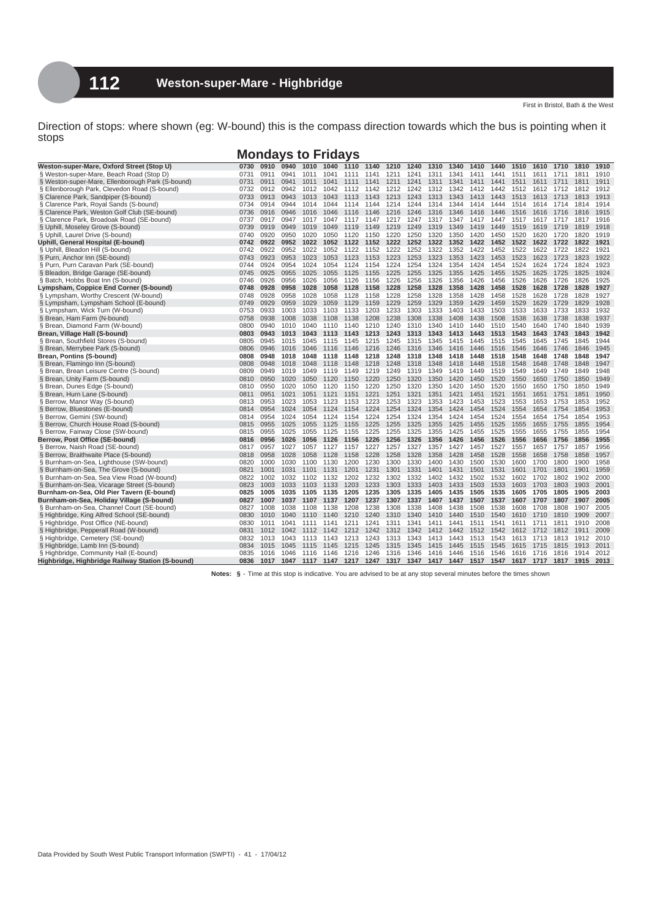# 112 Weston-super-Mare - Highbridge

First in Bristol, Bath & the West

Direction of stops: where shown (eg: W-bound) this is the compass direction towards which the bus is pointing when it stops

## Mondays to Fridays

| | | | | | | | | | | | | | | | | | | |
|---|---|---|---|---|---|---|---|---|---|---|---|---|---|---|---|---|---|---|
| **Weston-super-Mare, Oxford Street (Stop U)** | **0730** | **0910** | **0940** | **1010** | **1040** | **1110** | **1140** | **1210** | **1240** | **1310** | **1340** | **1410** | **1440** | **1510** | **1610** | **1710** | **1810** | **1910** |
| § Weston-super-Mare, Beach Road (Stop D) | 0731 | 0911 | 0941 | 1011 | 1041 | 1111 | 1141 | 1211 | 1241 | 1311 | 1341 | 1411 | 1441 | 1511 | 1611 | 1711 | 1811 | 1910 |
| § Weston-super-Mare, Ellenborough Park (S-bound) | 0731 | 0911 | 0941 | 1011 | 1041 | 1111 | 1141 | 1211 | 1241 | 1311 | 1341 | 1411 | 1441 | 1511 | 1611 | 1711 | 1811 | 1911 |
| § Ellenborough Park, Clevedon Road (S-bound) | 0732 | 0912 | 0942 | 1012 | 1042 | 1112 | 1142 | 1212 | 1242 | 1312 | 1342 | 1412 | 1442 | 1512 | 1612 | 1712 | 1812 | 1912 |
| § Clarence Park, Sandpiper (S-bound) | 0733 | 0913 | 0943 | 1013 | 1043 | 1113 | 1143 | 1213 | 1243 | 1313 | 1343 | 1413 | 1443 | 1513 | 1613 | 1713 | 1813 | 1913 |
| § Clarence Park, Royal Sands (S-bound) | 0734 | 0914 | 0944 | 1014 | 1044 | 1114 | 1144 | 1214 | 1244 | 1314 | 1344 | 1414 | 1444 | 1514 | 1614 | 1714 | 1814 | 1914 |
| § Clarence Park, Weston Golf Club (SE-bound) | 0736 | 0916 | 0946 | 1016 | 1046 | 1116 | 1146 | 1216 | 1246 | 1316 | 1346 | 1416 | 1446 | 1516 | 1616 | 1716 | 1816 | 1915 |
| § Clarence Park, Broadoak Road (SE-bound) | 0737 | 0917 | 0947 | 1017 | 1047 | 1117 | 1147 | 1217 | 1247 | 1317 | 1347 | 1417 | 1447 | 1517 | 1617 | 1717 | 1817 | 1916 |
| § Uphill, Moseley Grove (S-bound) | 0739 | 0919 | 0949 | 1019 | 1049 | 1119 | 1149 | 1219 | 1249 | 1319 | 1349 | 1419 | 1449 | 1519 | 1619 | 1719 | 1819 | 1918 |
| § Uphill, Laurel Drive (S-bound) | 0740 | 0920 | 0950 | 1020 | 1050 | 1120 | 1150 | 1220 | 1250 | 1320 | 1350 | 1420 | 1450 | 1520 | 1620 | 1720 | 1820 | 1919 |
| **Uphill, General Hospital (E-bound)** | **0742** | **0922** | **0952** | **1022** | **1052** | **1122** | **1152** | **1222** | **1252** | **1322** | **1352** | **1422** | **1452** | **1522** | **1622** | **1722** | **1822** | **1921** |
| § Uphill, Bleadon Hill (S-bound) | 0742 | 0922 | 0952 | 1022 | 1052 | 1122 | 1152 | 1222 | 1252 | 1322 | 1352 | 1422 | 1452 | 1522 | 1622 | 1722 | 1822 | 1921 |
| § Purn, Anchor Inn (SE-bound) | 0743 | 0923 | 0953 | 1023 | 1053 | 1123 | 1153 | 1223 | 1253 | 1323 | 1353 | 1423 | 1453 | 1523 | 1623 | 1723 | 1823 | 1922 |
| § Purn, Purn Caravan Park (SE-bound) | 0744 | 0924 | 0954 | 1024 | 1054 | 1124 | 1154 | 1224 | 1254 | 1324 | 1354 | 1424 | 1454 | 1524 | 1624 | 1724 | 1824 | 1923 |
| § Bleadon, Bridge Garage (SE-bound) | 0745 | 0925 | 0955 | 1025 | 1055 | 1125 | 1155 | 1225 | 1255 | 1325 | 1355 | 1425 | 1455 | 1525 | 1625 | 1725 | 1825 | 1924 |
| § Batch, Hobbs Boat Inn (S-bound) | 0746 | 0926 | 0956 | 1026 | 1056 | 1126 | 1156 | 1226 | 1256 | 1326 | 1356 | 1426 | 1456 | 1526 | 1626 | 1726 | 1826 | 1925 |
| **Lympsham, Coppice End Corner (S-bound)** | **0748** | **0928** | **0958** | **1028** | **1058** | **1128** | **1158** | **1228** | **1258** | **1328** | **1358** | **1428** | **1458** | **1528** | **1628** | **1728** | **1828** | **1927** |
| § Lympsham, Worthy Crescent (W-bound) | 0748 | 0928 | 0958 | 1028 | 1058 | 1128 | 1158 | 1228 | 1258 | 1328 | 1358 | 1428 | 1458 | 1528 | 1628 | 1728 | 1828 | 1927 |
| § Lympsham, Lympsham School (E-bound) | 0749 | 0929 | 0959 | 1029 | 1059 | 1129 | 1159 | 1229 | 1259 | 1329 | 1359 | 1429 | 1459 | 1529 | 1629 | 1729 | 1829 | 1928 |
| § Lympsham, Wick Turn (W-bound) | 0753 | 0933 | 1003 | 1033 | 1103 | 1133 | 1203 | 1233 | 1303 | 1333 | 1403 | 1433 | 1503 | 1533 | 1633 | 1733 | 1833 | 1932 |
| § Brean, Ham Farm (N-bound) | 0758 | 0938 | 1008 | 1038 | 1108 | 1138 | 1208 | 1238 | 1308 | 1338 | 1408 | 1438 | 1508 | 1538 | 1638 | 1738 | 1838 | 1937 |
| § Brean, Diamond Farm (W-bound) | 0800 | 0940 | 1010 | 1040 | 1110 | 1140 | 1210 | 1240 | 1310 | 1340 | 1410 | 1440 | 1510 | 1540 | 1640 | 1740 | 1840 | 1939 |
| **Brean, Village Hall (S-bound)** | **0803** | **0943** | **1013** | **1043** | **1113** | **1143** | **1213** | **1243** | **1313** | **1343** | **1413** | **1443** | **1513** | **1543** | **1643** | **1743** | **1843** | **1942** |
| § Brean, Southfield Stores (S-bound) | 0805 | 0945 | 1015 | 1045 | 1115 | 1145 | 1215 | 1245 | 1315 | 1345 | 1415 | 1445 | 1515 | 1545 | 1645 | 1745 | 1845 | 1944 |
| § Brean, Merrybee Park (S-bound) | 0806 | 0946 | 1016 | 1046 | 1116 | 1146 | 1216 | 1246 | 1316 | 1346 | 1416 | 1446 | 1516 | 1546 | 1646 | 1746 | 1846 | 1945 |
| **Brean, Pontins (S-bound)** | **0808** | **0948** | **1018** | **1048** | **1118** | **1148** | **1218** | **1248** | **1318** | **1348** | **1418** | **1448** | **1518** | **1548** | **1648** | **1748** | **1848** | **1947** |
| § Brean, Flamingo Inn (S-bound) | 0808 | 0948 | 1018 | 1048 | 1118 | 1148 | 1218 | 1248 | 1318 | 1348 | 1418 | 1448 | 1518 | 1548 | 1648 | 1748 | 1848 | 1947 |
| § Brean, Brean Leisure Centre (S-bound) | 0809 | 0949 | 1019 | 1049 | 1119 | 1149 | 1219 | 1249 | 1319 | 1349 | 1419 | 1449 | 1519 | 1549 | 1649 | 1749 | 1849 | 1948 |
| § Brean, Unity Farm (S-bound) | 0810 | 0950 | 1020 | 1050 | 1120 | 1150 | 1220 | 1250 | 1320 | 1350 | 1420 | 1450 | 1520 | 1550 | 1650 | 1750 | 1850 | 1949 |
| § Brean, Dunes Edge (S-bound) | 0810 | 0950 | 1020 | 1050 | 1120 | 1150 | 1220 | 1250 | 1320 | 1350 | 1420 | 1450 | 1520 | 1550 | 1650 | 1750 | 1850 | 1949 |
| § Brean, Hurn Lane (S-bound) | 0811 | 0951 | 1021 | 1051 | 1121 | 1151 | 1221 | 1251 | 1321 | 1351 | 1421 | 1451 | 1521 | 1551 | 1651 | 1751 | 1851 | 1950 |
| § Berrow, Manor Way (S-bound) | 0813 | 0953 | 1023 | 1053 | 1123 | 1153 | 1223 | 1253 | 1323 | 1353 | 1423 | 1453 | 1523 | 1553 | 1653 | 1753 | 1853 | 1952 |
| § Berrow, Bluestones (E-bound) | 0814 | 0954 | 1024 | 1054 | 1124 | 1154 | 1224 | 1254 | 1324 | 1354 | 1424 | 1454 | 1524 | 1554 | 1654 | 1754 | 1854 | 1953 |
| § Berrow, Gemini (SW-bound) | 0814 | 0954 | 1024 | 1054 | 1124 | 1154 | 1224 | 1254 | 1324 | 1354 | 1424 | 1454 | 1524 | 1554 | 1654 | 1754 | 1854 | 1953 |
| § Berrow, Church House Road (S-bound) | 0815 | 0955 | 1025 | 1055 | 1125 | 1155 | 1225 | 1255 | 1325 | 1355 | 1425 | 1455 | 1525 | 1555 | 1655 | 1755 | 1855 | 1954 |
| § Berrow, Fairway Close (SW-bound) | 0815 | 0955 | 1025 | 1055 | 1125 | 1155 | 1225 | 1255 | 1325 | 1355 | 1425 | 1455 | 1525 | 1555 | 1655 | 1755 | 1855 | 1954 |
| **Berrow, Post Office (SE-bound)** | **0816** | **0956** | **1026** | **1056** | **1126** | **1156** | **1226** | **1256** | **1326** | **1356** | **1426** | **1456** | **1526** | **1556** | **1656** | **1756** | **1856** | **1955** |
| § Berrow, Naish Road (SE-bound) | 0817 | 0957 | 1027 | 1057 | 1127 | 1157 | 1227 | 1257 | 1327 | 1357 | 1427 | 1457 | 1527 | 1557 | 1657 | 1757 | 1857 | 1956 |
| § Berrow, Braithwaite Place (S-bound) | 0818 | 0958 | 1028 | 1058 | 1128 | 1158 | 1228 | 1258 | 1328 | 1358 | 1428 | 1458 | 1528 | 1558 | 1658 | 1758 | 1858 | 1957 |
| § Burnham-on-Sea, The Grove (S-bound) | 0821 | 1001 | 1031 | 1101 | 1131 | 1201 | 1231 | 1301 | 1331 | 1401 | 1431 | 1501 | 1531 | 1601 | 1701 | 1801 | 1901 | 1959 |
| § Burnham-on-Sea, Lighthouse (SW-bound) | 0820 | 1000 | 1030 | 1100 | 1130 | 1200 | 1230 | 1300 | 1330 | 1400 | 1430 | 1500 | 1530 | 1600 | 1700 | 1800 | 1900 | 1958 |
| § Burnham-on-Sea, Sea View Road (W-bound) | 0822 | 1002 | 1032 | 1102 | 1132 | 1202 | 1232 | 1302 | 1332 | 1402 | 1432 | 1502 | 1532 | 1602 | 1702 | 1802 | 1902 | 2000 |
| § Burnham-on-Sea, Vicarage Street (S-bound) | 0823 | 1003 | 1033 | 1103 | 1133 | 1203 | 1233 | 1303 | 1333 | 1403 | 1433 | 1503 | 1533 | 1603 | 1703 | 1803 | 1903 | 2001 |
| **Burnham-on-Sea, Old Pier Tavern (E-bound)** | **0825** | **1005** | **1035** | **1105** | **1135** | **1205** | **1235** | **1305** | **1335** | **1405** | **1435** | **1505** | **1535** | **1605** | **1705** | **1805** | **1905** | **2003** |
| **Burnham-on-Sea, Holiday Village (S-bound)** | **0827** | **1007** | **1037** | **1107** | **1137** | **1207** | **1237** | **1307** | **1337** | **1407** | **1437** | **1507** | **1537** | **1607** | **1707** | **1807** | **1907** | **2005** |
| § Burnham-on-Sea, Channel Court (SE-bound) | 0827 | 1008 | 1038 | 1108 | 1138 | 1208 | 1238 | 1308 | 1338 | 1408 | 1438 | 1508 | 1538 | 1608 | 1708 | 1808 | 1907 | 2005 |
| § Highbridge, King Alfred School (SE-bound) | 0830 | 1010 | 1040 | 1110 | 1140 | 1210 | 1240 | 1310 | 1340 | 1410 | 1440 | 1510 | 1540 | 1610 | 1710 | 1810 | 1909 | 2007 |
| § Highbridge, Post Office (NE-bound) | 0830 | 1011 | 1041 | 1111 | 1141 | 1211 | 1241 | 1311 | 1341 | 1411 | 1441 | 1511 | 1541 | 1611 | 1711 | 1811 | 1910 | 2008 |
| § Highbridge, Pepperall Road (W-bound) | 0831 | 1012 | 1042 | 1112 | 1142 | 1212 | 1242 | 1312 | 1342 | 1412 | 1442 | 1512 | 1542 | 1612 | 1712 | 1812 | 1911 | 2009 |
| § Highbridge, Cemetery (SE-bound) | 0832 | 1013 | 1043 | 1113 | 1143 | 1213 | 1243 | 1313 | 1343 | 1413 | 1443 | 1513 | 1543 | 1613 | 1713 | 1813 | 1912 | 2010 |
| § Highbridge, Lamb Inn (S-bound) | 0834 | 1015 | 1045 | 1115 | 1145 | 1215 | 1245 | 1315 | 1345 | 1415 | 1445 | 1515 | 1545 | 1615 | 1715 | 1815 | 1913 | 2011 |
| § Highbridge, Community Hall (E-bound) | 0835 | 1016 | 1046 | 1116 | 1146 | 1216 | 1246 | 1316 | 1346 | 1416 | 1446 | 1516 | 1546 | 1616 | 1716 | 1816 | 1914 | 2012 |
| **Highbridge, Highbridge Railway Station (S-bound)** | **0836** | **1017** | **1047** | **1117** | **1147** | **1217** | **1247** | **1317** | **1347** | **1417** | **1447** | **1517** | **1547** | **1617** | **1717** | **1817** | **1915** | **2013** |

**Notes: §** - Time at this stop is indicative. You are advised to be at any stop several minutes before the times shown

Data Provided by South West Public Transport Information (SWPTI) - 41 - 17/04/12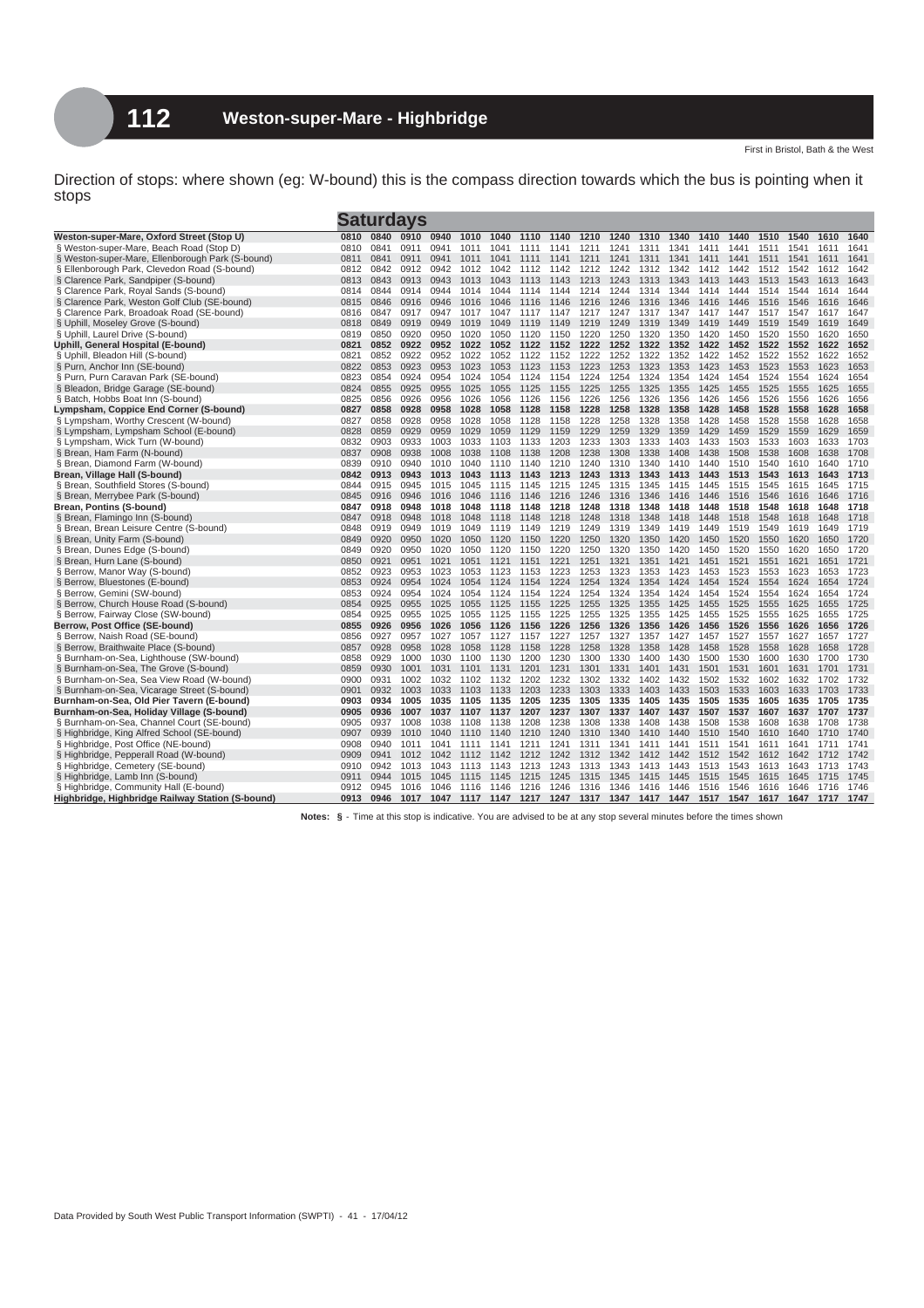# 112 Weston-super-Mare - Highbridge

First in Bristol, Bath & the West

Direction of stops: where shown (eg: W-bound) this is the compass direction towards which the bus is pointing when it stops

| Saturdays | | | | | | | | | | | | | | | | | | |
|---|---|---|---|---|---|---|---|---|---|---|---|---|---|---|---|---|---|---|
| **Weston-super-Mare, Oxford Street (Stop U)** | **0810** | **0840** | **0910** | **0940** | **1010** | **1040** | **1110** | **1140** | **1210** | **1240** | **1310** | **1340** | **1410** | **1440** | **1510** | **1540** | **1610** | **1640** |
| § Weston-super-Mare, Beach Road (Stop D) | 0810 | 0841 | 0911 | 0941 | 1011 | 1041 | 1111 | 1141 | 1211 | 1241 | 1311 | 1341 | 1411 | 1441 | 1511 | 1541 | 1611 | 1641 |
| § Weston-super-Mare, Ellenborough Park (S-bound) | 0811 | 0841 | 0911 | 0941 | 1011 | 1041 | 1111 | 1141 | 1211 | 1241 | 1311 | 1341 | 1411 | 1441 | 1511 | 1541 | 1611 | 1641 |
| § Ellenborough Park, Clevedon Road (S-bound) | 0812 | 0842 | 0912 | 0942 | 1012 | 1042 | 1112 | 1142 | 1212 | 1242 | 1312 | 1342 | 1412 | 1442 | 1512 | 1542 | 1612 | 1642 |
| § Clarence Park, Sandpiper (S-bound) | 0813 | 0843 | 0913 | 0943 | 1013 | 1043 | 1113 | 1143 | 1213 | 1243 | 1313 | 1343 | 1413 | 1443 | 1513 | 1543 | 1613 | 1643 |
| § Clarence Park, Royal Sands (S-bound) | 0814 | 0844 | 0914 | 0944 | 1014 | 1044 | 1114 | 1144 | 1214 | 1244 | 1314 | 1344 | 1414 | 1444 | 1514 | 1544 | 1614 | 1644 |
| § Clarence Park, Weston Golf Club (SE-bound) | 0815 | 0846 | 0916 | 0946 | 1016 | 1046 | 1116 | 1146 | 1216 | 1246 | 1316 | 1346 | 1416 | 1446 | 1516 | 1546 | 1616 | 1646 |
| § Clarence Park, Broadoak Road (SE-bound) | 0816 | 0847 | 0917 | 0947 | 1017 | 1047 | 1117 | 1147 | 1217 | 1247 | 1317 | 1347 | 1417 | 1447 | 1517 | 1547 | 1617 | 1647 |
| § Uphill, Moseley Grove (S-bound) | 0818 | 0849 | 0919 | 0949 | 1019 | 1049 | 1119 | 1149 | 1219 | 1249 | 1319 | 1349 | 1419 | 1449 | 1519 | 1549 | 1619 | 1649 |
| § Uphill, Laurel Drive (S-bound) | 0819 | 0850 | 0920 | 0950 | 1020 | 1050 | 1120 | 1150 | 1220 | 1250 | 1320 | 1350 | 1420 | 1450 | 1520 | 1550 | 1620 | 1650 |
| **Uphill, General Hospital (E-bound)** | **0821** | **0852** | **0922** | **0952** | **1022** | **1052** | **1122** | **1152** | **1222** | **1252** | **1322** | **1352** | **1422** | **1452** | **1522** | **1552** | **1622** | **1652** |
| § Uphill, Bleadon Hill (S-bound) | 0821 | 0852 | 0922 | 0952 | 1022 | 1052 | 1122 | 1152 | 1222 | 1252 | 1322 | 1352 | 1422 | 1452 | 1522 | 1552 | 1622 | 1652 |
| § Purn, Anchor Inn (SE-bound) | 0822 | 0853 | 0923 | 0953 | 1023 | 1053 | 1123 | 1153 | 1223 | 1253 | 1323 | 1353 | 1423 | 1453 | 1523 | 1553 | 1623 | 1653 |
| § Purn, Purn Caravan Park (SE-bound) | 0823 | 0854 | 0924 | 0954 | 1024 | 1054 | 1124 | 1154 | 1224 | 1254 | 1324 | 1354 | 1424 | 1454 | 1524 | 1554 | 1624 | 1654 |
| § Bleadon, Bridge Garage (SE-bound) | 0824 | 0855 | 0925 | 0955 | 1025 | 1055 | 1125 | 1155 | 1225 | 1255 | 1325 | 1355 | 1425 | 1455 | 1525 | 1555 | 1625 | 1655 |
| § Batch, Hobbs Boat Inn (S-bound) | 0825 | 0856 | 0926 | 0956 | 1026 | 1056 | 1126 | 1156 | 1226 | 1256 | 1326 | 1356 | 1426 | 1456 | 1526 | 1556 | 1626 | 1656 |
| **Lympsham, Coppice End Corner (S-bound)** | **0827** | **0858** | **0928** | **0958** | **1028** | **1058** | **1128** | **1158** | **1228** | **1258** | **1328** | **1358** | **1428** | **1458** | **1528** | **1558** | **1628** | **1658** |
| § Lympsham, Worthy Crescent (W-bound) | 0827 | 0858 | 0928 | 0958 | 1028 | 1058 | 1128 | 1158 | 1228 | 1258 | 1328 | 1358 | 1428 | 1458 | 1528 | 1558 | 1628 | 1658 |
| § Lympsham, Lympsham School (E-bound) | 0828 | 0859 | 0929 | 0959 | 1029 | 1059 | 1129 | 1159 | 1229 | 1259 | 1329 | 1359 | 1429 | 1459 | 1529 | 1559 | 1629 | 1659 |
| § Lympsham, Wick Turn (W-bound) | 0832 | 0903 | 0933 | 1003 | 1033 | 1103 | 1133 | 1203 | 1233 | 1303 | 1333 | 1403 | 1433 | 1503 | 1533 | 1603 | 1633 | 1703 |
| § Brean, Ham Farm (N-bound) | 0837 | 0908 | 0938 | 1008 | 1038 | 1108 | 1138 | 1208 | 1238 | 1308 | 1338 | 1408 | 1438 | 1508 | 1538 | 1608 | 1638 | 1708 |
| § Brean, Diamond Farm (W-bound) | 0839 | 0910 | 0940 | 1010 | 1040 | 1110 | 1140 | 1210 | 1240 | 1310 | 1340 | 1410 | 1440 | 1510 | 1540 | 1610 | 1640 | 1710 |
| **Brean, Village Hall (S-bound)** | **0842** | **0913** | **0943** | **1013** | **1043** | **1113** | **1143** | **1213** | **1243** | **1313** | **1343** | **1413** | **1443** | **1513** | **1543** | **1613** | **1643** | **1713** |
| § Brean, Southfield Stores (S-bound) | 0844 | 0915 | 0945 | 1015 | 1045 | 1115 | 1145 | 1215 | 1245 | 1315 | 1345 | 1415 | 1445 | 1515 | 1545 | 1615 | 1645 | 1715 |
| § Brean, Merrybee Park (S-bound) | 0845 | 0916 | 0946 | 1016 | 1046 | 1116 | 1146 | 1216 | 1246 | 1316 | 1346 | 1416 | 1446 | 1516 | 1546 | 1616 | 1646 | 1716 |
| **Brean, Pontins (S-bound)** | **0847** | **0918** | **0948** | **1018** | **1048** | **1118** | **1148** | **1218** | **1248** | **1318** | **1348** | **1418** | **1448** | **1518** | **1548** | **1618** | **1648** | **1718** |
| § Brean, Flamingo Inn (S-bound) | 0847 | 0918 | 0948 | 1018 | 1048 | 1118 | 1148 | 1218 | 1248 | 1318 | 1348 | 1418 | 1448 | 1518 | 1548 | 1618 | 1648 | 1718 |
| § Brean, Brean Leisure Centre (S-bound) | 0848 | 0919 | 0949 | 1019 | 1049 | 1119 | 1149 | 1219 | 1249 | 1319 | 1349 | 1419 | 1449 | 1519 | 1549 | 1619 | 1649 | 1719 |
| § Brean, Unity Farm (S-bound) | 0849 | 0920 | 0950 | 1020 | 1050 | 1120 | 1150 | 1220 | 1250 | 1320 | 1350 | 1420 | 1450 | 1520 | 1550 | 1620 | 1650 | 1720 |
| § Brean, Dunes Edge (S-bound) | 0849 | 0920 | 0950 | 1020 | 1050 | 1120 | 1150 | 1220 | 1250 | 1320 | 1350 | 1420 | 1450 | 1520 | 1550 | 1620 | 1650 | 1720 |
| § Brean, Hurn Lane (S-bound) | 0850 | 0921 | 0951 | 1021 | 1051 | 1121 | 1151 | 1221 | 1251 | 1321 | 1351 | 1421 | 1451 | 1521 | 1551 | 1621 | 1651 | 1721 |
| § Berrow, Manor Way (S-bound) | 0852 | 0923 | 0953 | 1023 | 1053 | 1123 | 1153 | 1223 | 1253 | 1323 | 1353 | 1423 | 1453 | 1523 | 1553 | 1623 | 1653 | 1723 |
| § Berrow, Bluestones (E-bound) | 0853 | 0924 | 0954 | 1024 | 1054 | 1124 | 1154 | 1224 | 1254 | 1324 | 1354 | 1424 | 1454 | 1524 | 1554 | 1624 | 1654 | 1724 |
| § Berrow, Gemini (SW-bound) | 0853 | 0924 | 0954 | 1024 | 1054 | 1124 | 1154 | 1224 | 1254 | 1324 | 1354 | 1424 | 1454 | 1524 | 1554 | 1624 | 1654 | 1724 |
| § Berrow, Church House Road (S-bound) | 0854 | 0925 | 0955 | 1025 | 1055 | 1125 | 1155 | 1225 | 1255 | 1325 | 1355 | 1425 | 1455 | 1525 | 1555 | 1625 | 1655 | 1725 |
| § Berrow, Fairway Close (SW-bound) | 0854 | 0925 | 0955 | 1025 | 1055 | 1125 | 1155 | 1225 | 1255 | 1325 | 1355 | 1425 | 1455 | 1525 | 1555 | 1625 | 1655 | 1725 |
| **Berrow, Post Office (SE-bound)** | **0855** | **0926** | **0956** | **1026** | **1056** | **1126** | **1156** | **1226** | **1256** | **1326** | **1356** | **1426** | **1456** | **1526** | **1556** | **1626** | **1656** | **1726** |
| § Berrow, Naish Road (SE-bound) | 0856 | 0927 | 0957 | 1027 | 1057 | 1127 | 1157 | 1227 | 1257 | 1327 | 1357 | 1427 | 1457 | 1527 | 1557 | 1627 | 1657 | 1727 |
| § Berrow, Braithwaite Place (S-bound) | 0857 | 0928 | 0958 | 1028 | 1058 | 1128 | 1158 | 1228 | 1258 | 1328 | 1358 | 1428 | 1458 | 1528 | 1558 | 1628 | 1658 | 1728 |
| § Burnham-on-Sea, Lighthouse (SW-bound) | 0858 | 0929 | 1000 | 1030 | 1100 | 1130 | 1200 | 1230 | 1300 | 1330 | 1400 | 1430 | 1500 | 1530 | 1600 | 1630 | 1700 | 1730 |
| § Burnham-on-Sea, The Grove (S-bound) | 0859 | 0930 | 1001 | 1031 | 1101 | 1131 | 1201 | 1231 | 1301 | 1331 | 1401 | 1431 | 1501 | 1531 | 1601 | 1631 | 1701 | 1731 |
| § Burnham-on-Sea, Sea View Road (W-bound) | 0900 | 0931 | 1002 | 1032 | 1102 | 1132 | 1202 | 1232 | 1302 | 1332 | 1402 | 1432 | 1502 | 1532 | 1602 | 1632 | 1702 | 1732 |
| § Burnham-on-Sea, Vicarage Street (S-bound) | 0901 | 0932 | 1003 | 1033 | 1103 | 1133 | 1203 | 1233 | 1303 | 1333 | 1403 | 1433 | 1503 | 1533 | 1603 | 1633 | 1703 | 1733 |
| **Burnham-on-Sea, Old Pier Tavern (E-bound)** | **0903** | **0934** | **1005** | **1035** | **1105** | **1135** | **1205** | **1235** | **1305** | **1335** | **1405** | **1435** | **1505** | **1535** | **1605** | **1635** | **1705** | **1735** |
| **Burnham-on-Sea, Holiday Village (S-bound)** | **0905** | **0936** | **1007** | **1037** | **1107** | **1137** | **1207** | **1237** | **1307** | **1337** | **1407** | **1437** | **1507** | **1537** | **1607** | **1637** | **1707** | **1737** |
| § Burnham-on-Sea, Channel Court (SE-bound) | 0905 | 0937 | 1008 | 1038 | 1108 | 1138 | 1208 | 1238 | 1308 | 1338 | 1408 | 1438 | 1508 | 1538 | 1608 | 1638 | 1708 | 1738 |
| § Highbridge, King Alfred School (SE-bound) | 0907 | 0939 | 1010 | 1040 | 1110 | 1140 | 1210 | 1240 | 1310 | 1340 | 1410 | 1440 | 1510 | 1540 | 1610 | 1640 | 1710 | 1740 |
| § Highbridge, Post Office (NE-bound) | 0908 | 0940 | 1011 | 1041 | 1111 | 1141 | 1211 | 1241 | 1311 | 1341 | 1411 | 1441 | 1511 | 1541 | 1611 | 1641 | 1711 | 1741 |
| § Highbridge, Pepperall Road (W-bound) | 0909 | 0941 | 1012 | 1042 | 1112 | 1142 | 1212 | 1242 | 1312 | 1342 | 1412 | 1442 | 1512 | 1542 | 1612 | 1642 | 1712 | 1742 |
| § Highbridge, Cemetery (SE-bound) | 0910 | 0942 | 1013 | 1043 | 1113 | 1143 | 1213 | 1243 | 1313 | 1343 | 1413 | 1443 | 1513 | 1543 | 1613 | 1643 | 1713 | 1743 |
| § Highbridge, Lamb Inn (S-bound) | 0911 | 0944 | 1015 | 1045 | 1115 | 1145 | 1215 | 1245 | 1315 | 1345 | 1415 | 1445 | 1515 | 1545 | 1615 | 1645 | 1715 | 1745 |
| § Highbridge, Community Hall (E-bound) | 0912 | 0945 | 1016 | 1046 | 1116 | 1146 | 1216 | 1246 | 1316 | 1346 | 1416 | 1446 | 1516 | 1546 | 1616 | 1646 | 1716 | 1746 |
| **Highbridge, Highbridge Railway Station (S-bound)** | **0913** | **0946** | **1017** | **1047** | **1117** | **1147** | **1217** | **1247** | **1317** | **1347** | **1417** | **1447** | **1517** | **1547** | **1617** | **1647** | **1717** | **1747** |

**Notes: §** - Time at this stop is indicative. You are advised to be at any stop several minutes before the times shown

Data Provided by South West Public Transport Information (SWPTI) - 41 - 17/04/12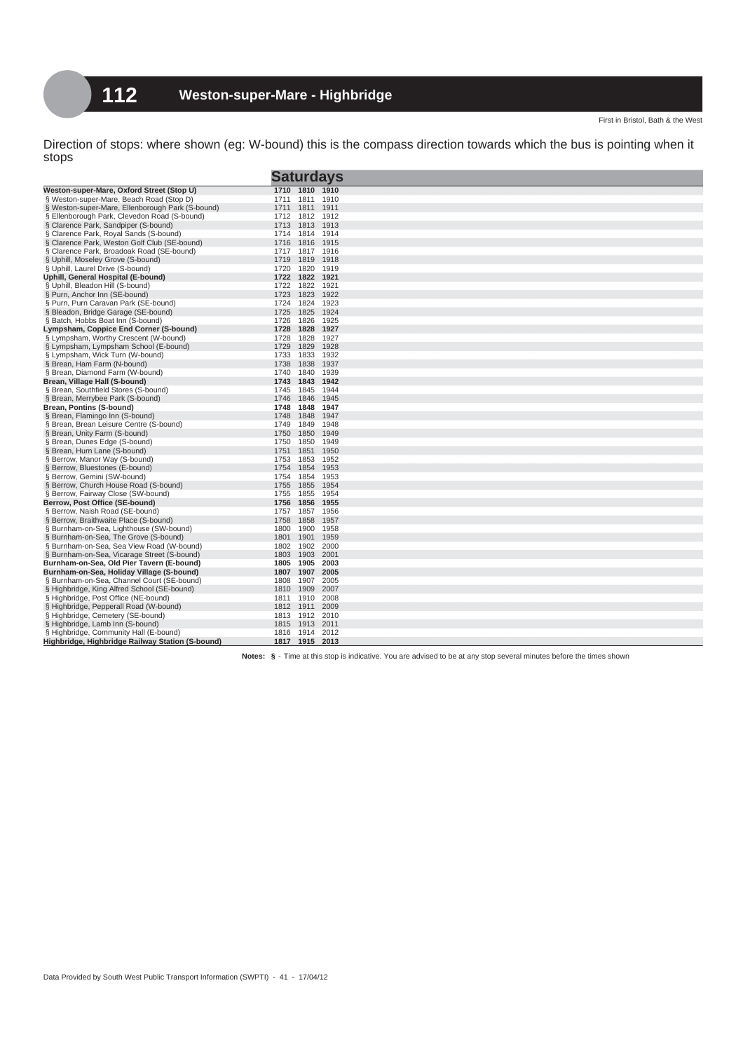# 112 Weston-super-Mare - Highbridge

First in Bristol, Bath & the West

Direction of stops: where shown (eg: W-bound) this is the compass direction towards which the bus is pointing when it stops

| Saturdays | | | |
|---|---|---|---|
| **Weston-super-Mare, Oxford Street (Stop U)** | **1710** | **1810** | **1910** |
| § Weston-super-Mare, Beach Road (Stop D) | 1711 | 1811 | 1910 |
| § Weston-super-Mare, Ellenborough Park (S-bound) | 1711 | 1811 | 1911 |
| § Ellenborough Park, Clevedon Road (S-bound) | 1712 | 1812 | 1912 |
| § Clarence Park, Sandpiper (S-bound) | 1713 | 1813 | 1913 |
| § Clarence Park, Royal Sands (S-bound) | 1714 | 1814 | 1914 |
| § Clarence Park, Weston Golf Club (SE-bound) | 1716 | 1816 | 1915 |
| § Clarence Park, Broadoak Road (SE-bound) | 1717 | 1817 | 1916 |
| § Uphill, Moseley Grove (S-bound) | 1719 | 1819 | 1918 |
| § Uphill, Laurel Drive (S-bound) | 1720 | 1820 | 1919 |
| **Uphill, General Hospital (E-bound)** | **1722** | **1822** | **1921** |
| § Uphill, Bleadon Hill (S-bound) | 1722 | 1822 | 1921 |
| § Purn, Anchor Inn (SE-bound) | 1723 | 1823 | 1922 |
| § Purn, Purn Caravan Park (SE-bound) | 1724 | 1824 | 1923 |
| § Bleadon, Bridge Garage (SE-bound) | 1725 | 1825 | 1924 |
| § Batch, Hobbs Boat Inn (S-bound) | 1726 | 1826 | 1925 |
| **Lympsham, Coppice End Corner (S-bound)** | **1728** | **1828** | **1927** |
| § Lympsham, Worthy Crescent (W-bound) | 1728 | 1828 | 1927 |
| § Lympsham, Lympsham School (E-bound) | 1729 | 1829 | 1928 |
| § Lympsham, Wick Turn (W-bound) | 1733 | 1833 | 1932 |
| § Brean, Ham Farm (N-bound) | 1738 | 1838 | 1937 |
| § Brean, Diamond Farm (W-bound) | 1740 | 1840 | 1939 |
| **Brean, Village Hall (S-bound)** | **1743** | **1843** | **1942** |
| § Brean, Southfield Stores (S-bound) | 1745 | 1845 | 1944 |
| § Brean, Merrybee Park (S-bound) | 1746 | 1846 | 1945 |
| **Brean, Pontins (S-bound)** | **1748** | **1848** | **1947** |
| § Brean, Flamingo Inn (S-bound) | 1748 | 1848 | 1947 |
| § Brean, Brean Leisure Centre (S-bound) | 1749 | 1849 | 1948 |
| § Brean, Unity Farm (S-bound) | 1750 | 1850 | 1949 |
| § Brean, Dunes Edge (S-bound) | 1750 | 1850 | 1949 |
| § Brean, Hurn Lane (S-bound) | 1751 | 1851 | 1950 |
| § Berrow, Manor Way (S-bound) | 1753 | 1853 | 1952 |
| § Berrow, Bluestones (E-bound) | 1754 | 1854 | 1953 |
| § Berrow, Gemini (SW-bound) | 1754 | 1854 | 1953 |
| § Berrow, Church House Road (S-bound) | 1755 | 1855 | 1954 |
| § Berrow, Fairway Close (SW-bound) | 1755 | 1855 | 1954 |
| **Berrow, Post Office (SE-bound)** | **1756** | **1856** | **1955** |
| § Berrow, Naish Road (SE-bound) | 1757 | 1857 | 1956 |
| § Berrow, Braithwaite Place (S-bound) | 1758 | 1858 | 1957 |
| § Burnham-on-Sea, Lighthouse (SW-bound) | 1800 | 1900 | 1958 |
| § Burnham-on-Sea, The Grove (S-bound) | 1801 | 1901 | 1959 |
| § Burnham-on-Sea, Sea View Road (W-bound) | 1802 | 1902 | 2000 |
| § Burnham-on-Sea, Vicarage Street (S-bound) | 1803 | 1903 | 2001 |
| **Burnham-on-Sea, Old Pier Tavern (E-bound)** | **1805** | **1905** | **2003** |
| **Burnham-on-Sea, Holiday Village (S-bound)** | **1807** | **1907** | **2005** |
| § Burnham-on-Sea, Channel Court (SE-bound) | 1808 | 1907 | 2005 |
| § Highbridge, King Alfred School (SE-bound) | 1810 | 1909 | 2007 |
| § Highbridge, Post Office (NE-bound) | 1811 | 1910 | 2008 |
| § Highbridge, Pepperall Road (W-bound) | 1812 | 1911 | 2009 |
| § Highbridge, Cemetery (SE-bound) | 1813 | 1912 | 2010 |
| § Highbridge, Lamb Inn (S-bound) | 1815 | 1913 | 2011 |
| § Highbridge, Community Hall (E-bound) | 1816 | 1914 | 2012 |
| **Highbridge, Highbridge Railway Station (S-bound)** | **1817** | **1915** | **2013** |

**Notes: §** - Time at this stop is indicative. You are advised to be at any stop several minutes before the times shown

Data Provided by South West Public Transport Information (SWPTI) - 41 - 17/04/12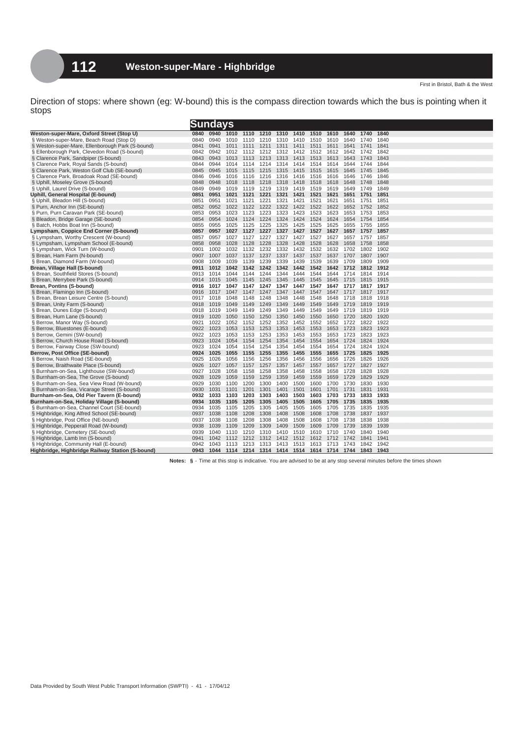# 112 Weston-super-Mare - Highbridge

First in Bristol, Bath & the West

Direction of stops: where shown (eg: W-bound) this is the compass direction towards which the bus is pointing when it stops

| Sundays | | | | | | | | | | | | |
|---|---|---|---|---|---|---|---|---|---|---|---|---|
| **Weston-super-Mare, Oxford Street (Stop U)** | **0840** | **0940** | **1010** | **1110** | **1210** | **1310** | **1410** | **1510** | **1610** | **1640** | **1740** | **1840** |
| § Weston-super-Mare, Beach Road (Stop D) | 0840 | 0940 | 1010 | 1110 | 1210 | 1310 | 1410 | 1510 | 1610 | 1640 | 1740 | 1840 |
| § Weston-super-Mare, Ellenborough Park (S-bound) | 0841 | 0941 | 1011 | 1111 | 1211 | 1311 | 1411 | 1511 | 1611 | 1641 | 1741 | 1841 |
| § Ellenborough Park, Clevedon Road (S-bound) | 0842 | 0942 | 1012 | 1112 | 1212 | 1312 | 1412 | 1512 | 1612 | 1642 | 1742 | 1842 |
| § Clarence Park, Sandpiper (S-bound) | 0843 | 0943 | 1013 | 1113 | 1213 | 1313 | 1413 | 1513 | 1613 | 1643 | 1743 | 1843 |
| § Clarence Park, Royal Sands (S-bound) | 0844 | 0944 | 1014 | 1114 | 1214 | 1314 | 1414 | 1514 | 1614 | 1644 | 1744 | 1844 |
| § Clarence Park, Weston Golf Club (SE-bound) | 0845 | 0945 | 1015 | 1115 | 1215 | 1315 | 1415 | 1515 | 1615 | 1645 | 1745 | 1845 |
| § Clarence Park, Broadoak Road (SE-bound) | 0846 | 0946 | 1016 | 1116 | 1216 | 1316 | 1416 | 1516 | 1616 | 1646 | 1746 | 1846 |
| § Uphill, Moseley Grove (S-bound) | 0848 | 0948 | 1018 | 1118 | 1218 | 1318 | 1418 | 1518 | 1618 | 1648 | 1748 | 1848 |
| § Uphill, Laurel Drive (S-bound) | 0849 | 0949 | 1019 | 1119 | 1219 | 1319 | 1419 | 1519 | 1619 | 1649 | 1749 | 1849 |
| **Uphill, General Hospital (E-bound)** | **0851** | **0951** | **1021** | **1121** | **1221** | **1321** | **1421** | **1521** | **1621** | **1651** | **1751** | **1851** |
| § Uphill, Bleadon Hill (S-bound) | 0851 | 0951 | 1021 | 1121 | 1221 | 1321 | 1421 | 1521 | 1621 | 1651 | 1751 | 1851 |
| § Purn, Anchor Inn (SE-bound) | 0852 | 0952 | 1022 | 1122 | 1222 | 1322 | 1422 | 1522 | 1622 | 1652 | 1752 | 1852 |
| § Purn, Purn Caravan Park (SE-bound) | 0853 | 0953 | 1023 | 1123 | 1223 | 1323 | 1423 | 1523 | 1623 | 1653 | 1753 | 1853 |
| § Bleadon, Bridge Garage (SE-bound) | 0854 | 0954 | 1024 | 1124 | 1224 | 1324 | 1424 | 1524 | 1624 | 1654 | 1754 | 1854 |
| § Batch, Hobbs Boat Inn (S-bound) | 0855 | 0955 | 1025 | 1125 | 1225 | 1325 | 1425 | 1525 | 1625 | 1655 | 1755 | 1855 |
| **Lympsham, Coppice End Corner (S-bound)** | **0857** | **0957** | **1027** | **1127** | **1227** | **1327** | **1427** | **1527** | **1627** | **1657** | **1757** | **1857** |
| § Lympsham, Worthy Crescent (W-bound) | 0857 | 0957 | 1027 | 1127 | 1227 | 1327 | 1427 | 1527 | 1627 | 1657 | 1757 | 1857 |
| § Lympsham, Lympsham School (E-bound) | 0858 | 0958 | 1028 | 1128 | 1228 | 1328 | 1428 | 1528 | 1628 | 1658 | 1758 | 1858 |
| § Lympsham, Wick Turn (W-bound) | 0901 | 1002 | 1032 | 1132 | 1232 | 1332 | 1432 | 1532 | 1632 | 1702 | 1802 | 1902 |
| § Brean, Ham Farm (N-bound) | 0907 | 1007 | 1037 | 1137 | 1237 | 1337 | 1437 | 1537 | 1637 | 1707 | 1807 | 1907 |
| § Brean, Diamond Farm (W-bound) | 0908 | 1009 | 1039 | 1139 | 1239 | 1339 | 1439 | 1539 | 1639 | 1709 | 1809 | 1909 |
| **Brean, Village Hall (S-bound)** | **0911** | **1012** | **1042** | **1142** | **1242** | **1342** | **1442** | **1542** | **1642** | **1712** | **1812** | **1912** |
| § Brean, Southfield Stores (S-bound) | 0913 | 1014 | 1044 | 1144 | 1244 | 1344 | 1444 | 1544 | 1644 | 1714 | 1814 | 1914 |
| § Brean, Merrybee Park (S-bound) | 0914 | 1015 | 1045 | 1145 | 1245 | 1345 | 1445 | 1545 | 1645 | 1715 | 1815 | 1915 |
| **Brean, Pontins (S-bound)** | **0916** | **1017** | **1047** | **1147** | **1247** | **1347** | **1447** | **1547** | **1647** | **1717** | **1817** | **1917** |
| § Brean, Flamingo Inn (S-bound) | 0916 | 1017 | 1047 | 1147 | 1247 | 1347 | 1447 | 1547 | 1647 | 1717 | 1817 | 1917 |
| § Brean, Brean Leisure Centre (S-bound) | 0917 | 1018 | 1048 | 1148 | 1248 | 1348 | 1448 | 1548 | 1648 | 1718 | 1818 | 1918 |
| § Brean, Unity Farm (S-bound) | 0918 | 1019 | 1049 | 1149 | 1249 | 1349 | 1449 | 1549 | 1649 | 1719 | 1819 | 1919 |
| § Brean, Dunes Edge (S-bound) | 0918 | 1019 | 1049 | 1149 | 1249 | 1349 | 1449 | 1549 | 1649 | 1719 | 1819 | 1919 |
| § Brean, Hurn Lane (S-bound) | 0919 | 1020 | 1050 | 1150 | 1250 | 1350 | 1450 | 1550 | 1650 | 1720 | 1820 | 1920 |
| § Berrow, Manor Way (S-bound) | 0921 | 1022 | 1052 | 1152 | 1252 | 1352 | 1452 | 1552 | 1652 | 1722 | 1822 | 1922 |
| § Berrow, Bluestones (E-bound) | 0922 | 1023 | 1053 | 1153 | 1253 | 1353 | 1453 | 1553 | 1653 | 1723 | 1823 | 1923 |
| § Berrow, Gemini (SW-bound) | 0922 | 1023 | 1053 | 1153 | 1253 | 1353 | 1453 | 1553 | 1653 | 1723 | 1823 | 1923 |
| § Berrow, Church House Road (S-bound) | 0923 | 1024 | 1054 | 1154 | 1254 | 1354 | 1454 | 1554 | 1654 | 1724 | 1824 | 1924 |
| § Berrow, Fairway Close (SW-bound) | 0923 | 1024 | 1054 | 1154 | 1254 | 1354 | 1454 | 1554 | 1654 | 1724 | 1824 | 1924 |
| **Berrow, Post Office (SE-bound)** | **0924** | **1025** | **1055** | **1155** | **1255** | **1355** | **1455** | **1555** | **1655** | **1725** | **1825** | **1925** |
| § Berrow, Naish Road (SE-bound) | 0925 | 1026 | 1056 | 1156 | 1256 | 1356 | 1456 | 1556 | 1656 | 1726 | 1826 | 1926 |
| § Berrow, Braithwaite Place (S-bound) | 0926 | 1027 | 1057 | 1157 | 1257 | 1357 | 1457 | 1557 | 1657 | 1727 | 1827 | 1927 |
| § Burnham-on-Sea, Lighthouse (SW-bound) | 0927 | 1028 | 1058 | 1158 | 1258 | 1358 | 1458 | 1558 | 1658 | 1728 | 1828 | 1928 |
| § Burnham-on-Sea, The Grove (S-bound) | 0928 | 1029 | 1059 | 1159 | 1259 | 1359 | 1459 | 1559 | 1659 | 1729 | 1829 | 1929 |
| § Burnham-on-Sea, Sea View Road (W-bound) | 0929 | 1030 | 1100 | 1200 | 1300 | 1400 | 1500 | 1600 | 1700 | 1730 | 1830 | 1930 |
| § Burnham-on-Sea, Vicarage Street (S-bound) | 0930 | 1031 | 1101 | 1201 | 1301 | 1401 | 1501 | 1601 | 1701 | 1731 | 1831 | 1931 |
| **Burnham-on-Sea, Old Pier Tavern (E-bound)** | **0932** | **1033** | **1103** | **1203** | **1303** | **1403** | **1503** | **1603** | **1703** | **1733** | **1833** | **1933** |
| **Burnham-on-Sea, Holiday Village (S-bound)** | **0934** | **1035** | **1105** | **1205** | **1305** | **1405** | **1505** | **1605** | **1705** | **1735** | **1835** | **1935** |
| § Burnham-on-Sea, Channel Court (SE-bound) | 0934 | 1035 | 1105 | 1205 | 1305 | 1405 | 1505 | 1605 | 1705 | 1735 | 1835 | 1935 |
| § Highbridge, King Alfred School (SE-bound) | 0937 | 1038 | 1108 | 1208 | 1308 | 1408 | 1508 | 1608 | 1708 | 1738 | 1837 | 1937 |
| § Highbridge, Post Office (NE-bound) | 0937 | 1038 | 1108 | 1208 | 1308 | 1408 | 1508 | 1608 | 1708 | 1738 | 1838 | 1938 |
| § Highbridge, Pepperall Road (W-bound) | 0938 | 1039 | 1109 | 1209 | 1309 | 1409 | 1509 | 1609 | 1709 | 1739 | 1839 | 1939 |
| § Highbridge, Cemetery (SE-bound) | 0939 | 1040 | 1110 | 1210 | 1310 | 1410 | 1510 | 1610 | 1710 | 1740 | 1840 | 1940 |
| § Highbridge, Lamb Inn (S-bound) | 0941 | 1042 | 1112 | 1212 | 1312 | 1412 | 1512 | 1612 | 1712 | 1742 | 1841 | 1941 |
| § Highbridge, Community Hall (E-bound) | 0942 | 1043 | 1113 | 1213 | 1313 | 1413 | 1513 | 1613 | 1713 | 1743 | 1842 | 1942 |
| **Highbridge, Highbridge Railway Station (S-bound)** | **0943** | **1044** | **1114** | **1214** | **1314** | **1414** | **1514** | **1614** | **1714** | **1744** | **1843** | **1943** |

**Notes:** **§** - Time at this stop is indicative. You are advised to be at any stop several minutes before the times shown

Data Provided by South West Public Transport Information (SWPTI) - 41 - 17/04/12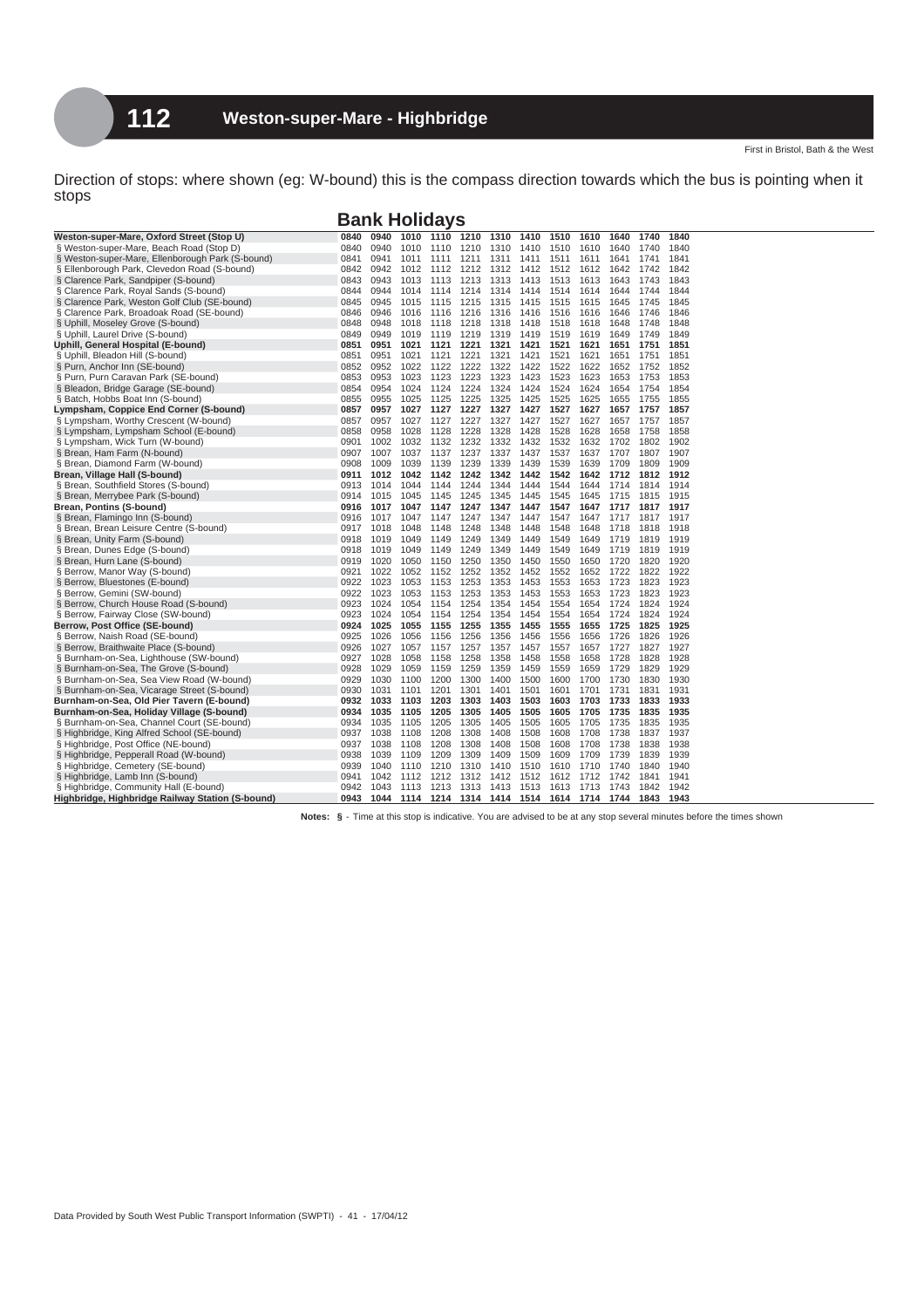# 112 Weston-super-Mare - Highbridge

First in Bristol, Bath & the West

Direction of stops: where shown (eg: W-bound) this is the compass direction towards which the bus is pointing when it stops

## Bank Holidays

| Stop | | | | | | | | | | | | |
|---|---|---|---|---|---|---|---|---|---|---|---|---|
| **Weston-super-Mare, Oxford Street (Stop U)** | **0840** | **0940** | **1010** | **1110** | **1210** | **1310** | **1410** | **1510** | **1610** | **1640** | **1740** | **1840** |
| § Weston-super-Mare, Beach Road (Stop D) | 0840 | 0940 | 1010 | 1110 | 1210 | 1310 | 1410 | 1510 | 1610 | 1640 | 1740 | 1840 |
| § Weston-super-Mare, Ellenborough Park (S-bound) | 0841 | 0941 | 1011 | 1111 | 1211 | 1311 | 1411 | 1511 | 1611 | 1641 | 1741 | 1841 |
| § Ellenborough Park, Clevedon Road (S-bound) | 0842 | 0942 | 1012 | 1112 | 1212 | 1312 | 1412 | 1512 | 1612 | 1642 | 1742 | 1842 |
| § Clarence Park, Sandpiper (S-bound) | 0843 | 0943 | 1013 | 1113 | 1213 | 1313 | 1413 | 1513 | 1613 | 1643 | 1743 | 1843 |
| § Clarence Park, Royal Sands (S-bound) | 0844 | 0944 | 1014 | 1114 | 1214 | 1314 | 1414 | 1514 | 1614 | 1644 | 1744 | 1844 |
| § Clarence Park, Weston Golf Club (SE-bound) | 0845 | 0945 | 1015 | 1115 | 1215 | 1315 | 1415 | 1515 | 1615 | 1645 | 1745 | 1845 |
| § Clarence Park, Broadoak Road (SE-bound) | 0846 | 0946 | 1016 | 1116 | 1216 | 1316 | 1416 | 1516 | 1616 | 1646 | 1746 | 1846 |
| § Uphill, Moseley Grove (S-bound) | 0848 | 0948 | 1018 | 1118 | 1218 | 1318 | 1418 | 1518 | 1618 | 1648 | 1748 | 1848 |
| § Uphill, Laurel Drive (S-bound) | 0849 | 0949 | 1019 | 1119 | 1219 | 1319 | 1419 | 1519 | 1619 | 1649 | 1749 | 1849 |
| **Uphill, General Hospital (E-bound)** | **0851** | **0951** | **1021** | **1121** | **1221** | **1321** | **1421** | **1521** | **1621** | **1651** | **1751** | **1851** |
| § Uphill, Bleadon Hill (S-bound) | 0851 | 0951 | 1021 | 1121 | 1221 | 1321 | 1421 | 1521 | 1621 | 1651 | 1751 | 1851 |
| § Purn, Anchor Inn (SE-bound) | 0852 | 0952 | 1022 | 1122 | 1222 | 1322 | 1422 | 1522 | 1622 | 1652 | 1752 | 1852 |
| § Purn, Purn Caravan Park (SE-bound) | 0853 | 0953 | 1023 | 1123 | 1223 | 1323 | 1423 | 1523 | 1623 | 1653 | 1753 | 1853 |
| § Bleadon, Bridge Garage (SE-bound) | 0854 | 0954 | 1024 | 1124 | 1224 | 1324 | 1424 | 1524 | 1624 | 1654 | 1754 | 1854 |
| § Batch, Hobbs Boat Inn (S-bound) | 0855 | 0955 | 1025 | 1125 | 1225 | 1325 | 1425 | 1525 | 1625 | 1655 | 1755 | 1855 |
| **Lympsham, Coppice End Corner (S-bound)** | **0857** | **0957** | **1027** | **1127** | **1227** | **1327** | **1427** | **1527** | **1627** | **1657** | **1757** | **1857** |
| § Lympsham, Worthy Crescent (W-bound) | 0857 | 0957 | 1027 | 1127 | 1227 | 1327 | 1427 | 1527 | 1627 | 1657 | 1757 | 1857 |
| § Lympsham, Lympsham School (E-bound) | 0858 | 0958 | 1028 | 1128 | 1228 | 1328 | 1428 | 1528 | 1628 | 1658 | 1758 | 1858 |
| § Lympsham, Wick Turn (W-bound) | 0901 | 1002 | 1032 | 1132 | 1232 | 1332 | 1432 | 1532 | 1632 | 1702 | 1802 | 1902 |
| § Brean, Ham Farm (N-bound) | 0907 | 1007 | 1037 | 1137 | 1237 | 1337 | 1437 | 1537 | 1637 | 1707 | 1807 | 1907 |
| § Brean, Diamond Farm (W-bound) | 0908 | 1009 | 1039 | 1139 | 1239 | 1339 | 1439 | 1539 | 1639 | 1709 | 1809 | 1909 |
| **Brean, Village Hall (S-bound)** | **0911** | **1012** | **1042** | **1142** | **1242** | **1342** | **1442** | **1542** | **1642** | **1712** | **1812** | **1912** |
| § Brean, Southfield Stores (S-bound) | 0913 | 1014 | 1044 | 1144 | 1244 | 1344 | 1444 | 1544 | 1644 | 1714 | 1814 | 1914 |
| § Brean, Merrybee Park (S-bound) | 0914 | 1015 | 1045 | 1145 | 1245 | 1345 | 1445 | 1545 | 1645 | 1715 | 1815 | 1915 |
| **Brean, Pontins (S-bound)** | **0916** | **1017** | **1047** | **1147** | **1247** | **1347** | **1447** | **1547** | **1647** | **1717** | **1817** | **1917** |
| § Brean, Flamingo Inn (S-bound) | 0916 | 1017 | 1047 | 1147 | 1247 | 1347 | 1447 | 1547 | 1647 | 1717 | 1817 | 1917 |
| § Brean, Brean Leisure Centre (S-bound) | 0917 | 1018 | 1048 | 1148 | 1248 | 1348 | 1448 | 1548 | 1648 | 1718 | 1818 | 1918 |
| § Brean, Unity Farm (S-bound) | 0918 | 1019 | 1049 | 1149 | 1249 | 1349 | 1449 | 1549 | 1649 | 1719 | 1819 | 1919 |
| § Brean, Dunes Edge (S-bound) | 0918 | 1019 | 1049 | 1149 | 1249 | 1349 | 1449 | 1549 | 1649 | 1719 | 1819 | 1919 |
| § Brean, Hurn Lane (S-bound) | 0919 | 1020 | 1050 | 1150 | 1250 | 1350 | 1450 | 1550 | 1650 | 1720 | 1820 | 1920 |
| § Berrow, Manor Way (S-bound) | 0921 | 1022 | 1052 | 1152 | 1252 | 1352 | 1452 | 1552 | 1652 | 1722 | 1822 | 1922 |
| § Berrow, Bluestones (E-bound) | 0922 | 1023 | 1053 | 1153 | 1253 | 1353 | 1453 | 1553 | 1653 | 1723 | 1823 | 1923 |
| § Berrow, Gemini (SW-bound) | 0922 | 1023 | 1053 | 1153 | 1253 | 1353 | 1453 | 1553 | 1653 | 1723 | 1823 | 1923 |
| § Berrow, Church House Road (S-bound) | 0923 | 1024 | 1054 | 1154 | 1254 | 1354 | 1454 | 1554 | 1654 | 1724 | 1824 | 1924 |
| § Berrow, Fairway Close (SW-bound) | 0923 | 1024 | 1054 | 1154 | 1254 | 1354 | 1454 | 1554 | 1654 | 1724 | 1824 | 1924 |
| **Berrow, Post Office (SE-bound)** | **0924** | **1025** | **1055** | **1155** | **1255** | **1355** | **1455** | **1555** | **1655** | **1725** | **1825** | **1925** |
| § Berrow, Naish Road (SE-bound) | 0925 | 1026 | 1056 | 1156 | 1256 | 1356 | 1456 | 1556 | 1656 | 1726 | 1826 | 1926 |
| § Berrow, Braithwaite Place (S-bound) | 0926 | 1027 | 1057 | 1157 | 1257 | 1357 | 1457 | 1557 | 1657 | 1727 | 1827 | 1927 |
| § Burnham-on-Sea, Lighthouse (SW-bound) | 0927 | 1028 | 1058 | 1158 | 1258 | 1358 | 1458 | 1558 | 1658 | 1728 | 1828 | 1928 |
| § Burnham-on-Sea, The Grove (S-bound) | 0928 | 1029 | 1059 | 1159 | 1259 | 1359 | 1459 | 1559 | 1659 | 1729 | 1829 | 1929 |
| § Burnham-on-Sea, Sea View Road (W-bound) | 0929 | 1030 | 1100 | 1200 | 1300 | 1400 | 1500 | 1600 | 1700 | 1730 | 1830 | 1930 |
| § Burnham-on-Sea, Vicarage Street (S-bound) | 0930 | 1031 | 1101 | 1201 | 1301 | 1401 | 1501 | 1601 | 1701 | 1731 | 1831 | 1931 |
| **Burnham-on-Sea, Old Pier Tavern (E-bound)** | **0932** | **1033** | **1103** | **1203** | **1303** | **1403** | **1503** | **1603** | **1703** | **1733** | **1833** | **1933** |
| **Burnham-on-Sea, Holiday Village (S-bound)** | **0934** | **1035** | **1105** | **1205** | **1305** | **1405** | **1505** | **1605** | **1705** | **1735** | **1835** | **1935** |
| § Burnham-on-Sea, Channel Court (SE-bound) | 0934 | 1035 | 1105 | 1205 | 1305 | 1405 | 1505 | 1605 | 1705 | 1735 | 1835 | 1935 |
| § Highbridge, King Alfred School (SE-bound) | 0937 | 1038 | 1108 | 1208 | 1308 | 1408 | 1508 | 1608 | 1708 | 1738 | 1837 | 1937 |
| § Highbridge, Post Office (NE-bound) | 0937 | 1038 | 1108 | 1208 | 1308 | 1408 | 1508 | 1608 | 1708 | 1738 | 1838 | 1938 |
| § Highbridge, Pepperall Road (W-bound) | 0938 | 1039 | 1109 | 1209 | 1309 | 1409 | 1509 | 1609 | 1709 | 1739 | 1839 | 1939 |
| § Highbridge, Cemetery (SE-bound) | 0939 | 1040 | 1110 | 1210 | 1310 | 1410 | 1510 | 1610 | 1710 | 1740 | 1840 | 1940 |
| § Highbridge, Lamb Inn (S-bound) | 0941 | 1042 | 1112 | 1212 | 1312 | 1412 | 1512 | 1612 | 1712 | 1742 | 1841 | 1941 |
| § Highbridge, Community Hall (E-bound) | 0942 | 1043 | 1113 | 1213 | 1313 | 1413 | 1513 | 1613 | 1713 | 1743 | 1842 | 1942 |
| **Highbridge, Highbridge Railway Station (S-bound)** | **0943** | **1044** | **1114** | **1214** | **1314** | **1414** | **1514** | **1614** | **1714** | **1744** | **1843** | **1943** |

**Notes:** **§** - Time at this stop is indicative. You are advised to be at any stop several minutes before the times shown

Data Provided by South West Public Transport Information (SWPTI) - 41 - 17/04/12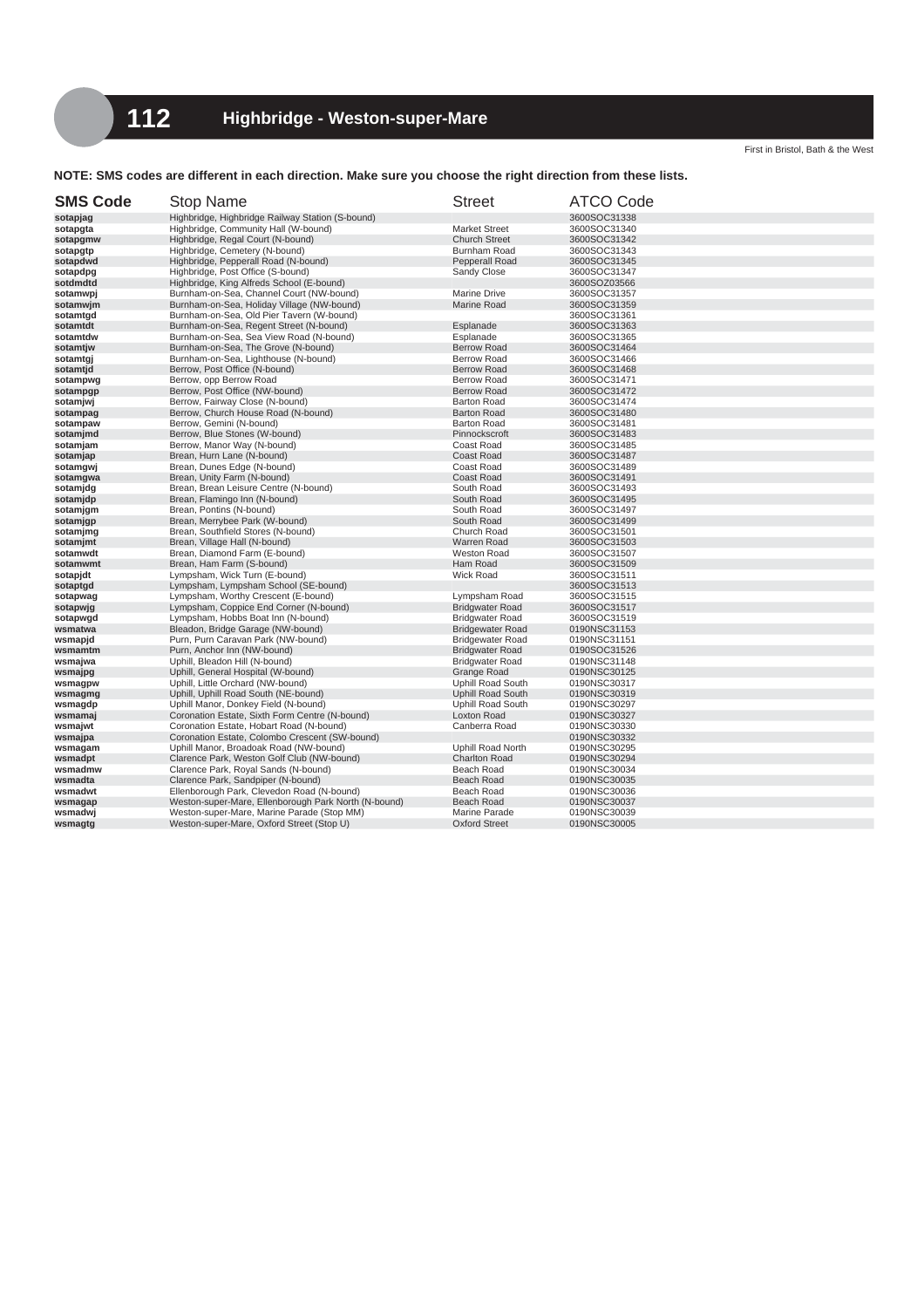# 112 Highbridge - Weston-super-Mare

First in Bristol, Bath & the West

**NOTE: SMS codes are different in each direction. Make sure you choose the right direction from these lists.**

| SMS Code | Stop Name | Street | ATCO Code |
|---|---|---|---|
| sotapjag | Highbridge, Highbridge Railway Station (S-bound) | | 3600SOC31338 |
| sotapgta | Highbridge, Community Hall (W-bound) | Market Street | 3600SOC31340 |
| sotapgmw | Highbridge, Regal Court (N-bound) | Church Street | 3600SOC31342 |
| sotapgtp | Highbridge, Cemetery (N-bound) | Burnham Road | 3600SOC31343 |
| sotapdwd | Highbridge, Pepperall Road (N-bound) | Pepperall Road | 3600SOC31345 |
| sotapdpg | Highbridge, Post Office (S-bound) | Sandy Close | 3600SOC31347 |
| sotdmdtd | Highbridge, King Alfreds School (E-bound) | | 3600SOZ03566 |
| sotamwpj | Burnham-on-Sea, Channel Court (NW-bound) | Marine Drive | 3600SOC31357 |
| sotamwjm | Burnham-on-Sea, Holiday Village (NW-bound) | Marine Road | 3600SOC31359 |
| sotamtgd | Burnham-on-Sea, Old Pier Tavern (W-bound) | | 3600SOC31361 |
| sotamtdt | Burnham-on-Sea, Regent Street (N-bound) | Esplanade | 3600SOC31363 |
| sotamtdw | Burnham-on-Sea, Sea View Road (N-bound) | Esplanade | 3600SOC31365 |
| sotamtjw | Burnham-on-Sea, The Grove (N-bound) | Berrow Road | 3600SOC31464 |
| sotamtgj | Burnham-on-Sea, Lighthouse (N-bound) | Berrow Road | 3600SOC31466 |
| sotamtjd | Berrow, Post Office (N-bound) | Berrow Road | 3600SOC31468 |
| sotampwg | Berrow, opp Berrow Road | Berrow Road | 3600SOC31471 |
| sotampgp | Berrow, Post Office (NW-bound) | Berrow Road | 3600SOC31472 |
| sotamjwj | Berrow, Fairway Close (N-bound) | Barton Road | 3600SOC31474 |
| sotampag | Berrow, Church House Road (N-bound) | Barton Road | 3600SOC31480 |
| sotampaw | Berrow, Gemini (N-bound) | Barton Road | 3600SOC31481 |
| sotamjmd | Berrow, Blue Stones (W-bound) | Pinnockscroft | 3600SOC31483 |
| sotamjam | Berrow, Manor Way (N-bound) | Coast Road | 3600SOC31485 |
| sotamjap | Brean, Hurn Lane (N-bound) | Coast Road | 3600SOC31487 |
| sotamgwj | Brean, Dunes Edge (N-bound) | Coast Road | 3600SOC31489 |
| sotamgwa | Brean, Unity Farm (N-bound) | Coast Road | 3600SOC31491 |
| sotamjdg | Brean, Brean Leisure Centre (N-bound) | South Road | 3600SOC31493 |
| sotamjdp | Brean, Flamingo Inn (N-bound) | South Road | 3600SOC31495 |
| sotamjgm | Brean, Pontins (N-bound) | South Road | 3600SOC31497 |
| sotamjgp | Brean, Merrybee Park (W-bound) | South Road | 3600SOC31499 |
| sotamjmg | Brean, Southfield Stores (N-bound) | Church Road | 3600SOC31501 |
| sotamjmt | Brean, Village Hall (N-bound) | Warren Road | 3600SOC31503 |
| sotamwdt | Brean, Diamond Farm (E-bound) | Weston Road | 3600SOC31507 |
| sotamwmt | Brean, Ham Farm (S-bound) | Ham Road | 3600SOC31509 |
| sotapjdt | Lympsham, Wick Turn (E-bound) | Wick Road | 3600SOC31511 |
| sotaptgd | Lympsham, Lympsham School (SE-bound) | | 3600SOC31513 |
| sotapwag | Lympsham, Worthy Crescent (E-bound) | Lympsham Road | 3600SOC31515 |
| sotapwjg | Lympsham, Coppice End Corner (N-bound) | Bridgwater Road | 3600SOC31517 |
| sotapwgd | Lympsham, Hobbs Boat Inn (N-bound) | Bridgwater Road | 3600SOC31519 |
| wsmatwa | Bleadon, Bridge Garage (NW-bound) | Bridgewater Road | 0190NSC31153 |
| wsmapjd | Purn, Purn Caravan Park (NW-bound) | Bridgewater Road | 0190NSC31151 |
| wsmamtm | Purn, Anchor Inn (NW-bound) | Bridgwater Road | 0190NSC31526 |
| wsmajwa | Uphill, Bleadon Hill (N-bound) | Bridgwater Road | 0190NSC31148 |
| wsmajpg | Uphill, General Hospital (W-bound) | Grange Road | 0190NSC30125 |
| wsmagpw | Uphill, Little Orchard (NW-bound) | Uphill Road South | 0190NSC30317 |
| wsmagmg | Uphill, Uphill Road South (NE-bound) | Uphill Road South | 0190NSC30319 |
| wsmagdp | Uphill Manor, Donkey Field (N-bound) | Uphill Road South | 0190NSC30297 |
| wsmamaj | Coronation Estate, Sixth Form Centre (N-bound) | Loxton Road | 0190NSC30327 |
| wsmajwt | Coronation Estate, Hobart Road (N-bound) | Canberra Road | 0190NSC30330 |
| wsmajpa | Coronation Estate, Colombo Crescent (SW-bound) | | 0190NSC30332 |
| wsmagam | Uphill Manor, Broadoak Road (NW-bound) | Uphill Road North | 0190NSC30295 |
| wsmadpt | Clarence Park, Weston Golf Club (NW-bound) | Charlton Road | 0190NSC30294 |
| wsmadmw | Clarence Park, Royal Sands (N-bound) | Beach Road | 0190NSC30034 |
| wsmadta | Clarence Park, Sandpiper (N-bound) | Beach Road | 0190NSC30035 |
| wsmadwt | Ellenborough Park, Clevedon Road (N-bound) | Beach Road | 0190NSC30036 |
| wsmagap | Weston-super-Mare, Ellenborough Park North (N-bound) | Beach Road | 0190NSC30037 |
| wsmadwj | Weston-super-Mare, Marine Parade (Stop MM) | Marine Parade | 0190NSC30039 |
| wsmagtg | Weston-super-Mare, Oxford Street (Stop U) | Oxford Street | 0190NSC30005 |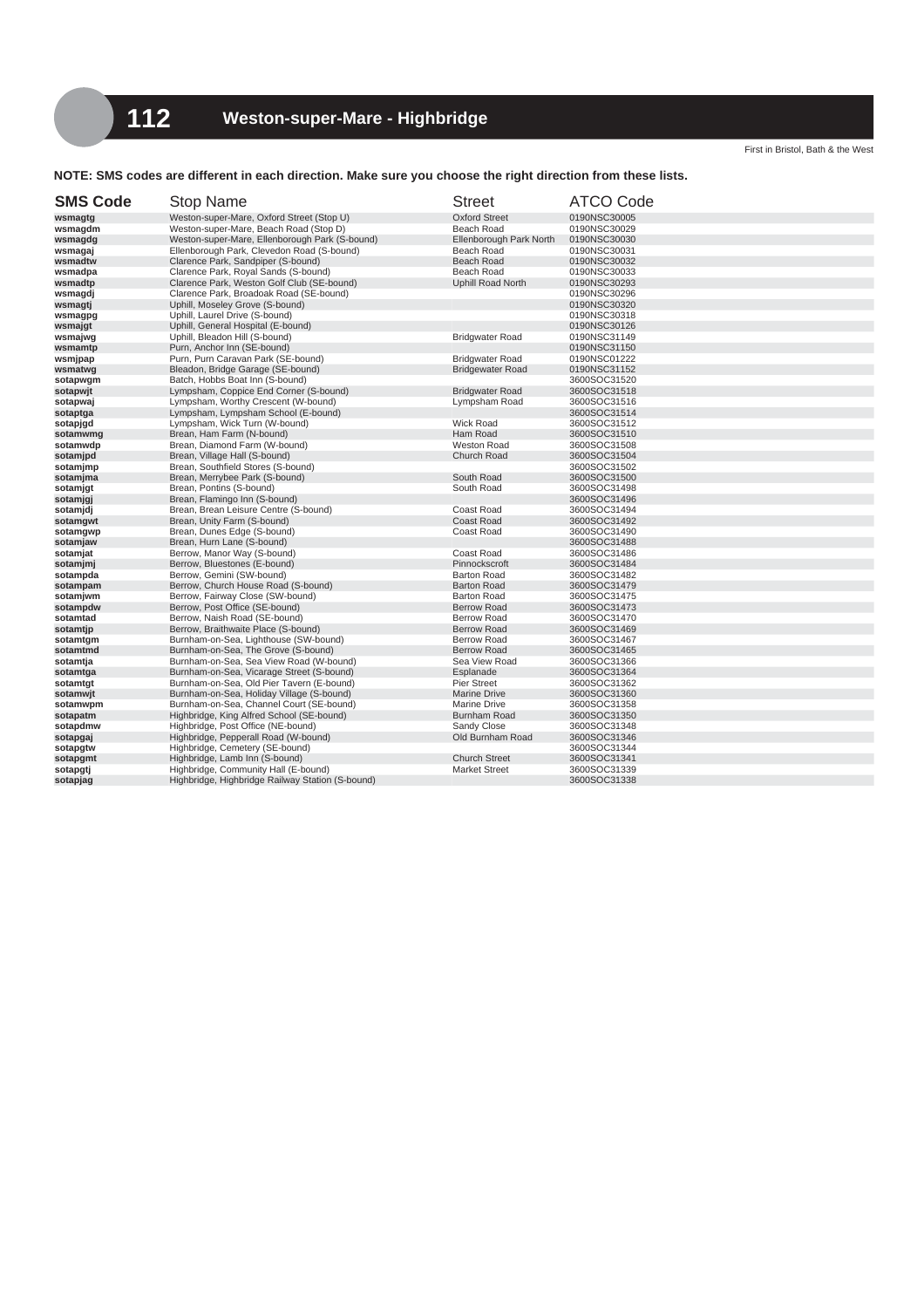# 112 Weston-super-Mare - Highbridge

First in Bristol, Bath & the West

**NOTE: SMS codes are different in each direction. Make sure you choose the right direction from these lists.**

| SMS Code | Stop Name | Street | ATCO Code |
|---|---|---|---|
| wsmagtg | Weston-super-Mare, Oxford Street (Stop U) | Oxford Street | 0190NSC30005 |
| wsmagdm | Weston-super-Mare, Beach Road (Stop D) | Beach Road | 0190NSC30029 |
| wsmagdg | Weston-super-Mare, Ellenborough Park (S-bound) | Ellenborough Park North | 0190NSC30030 |
| wsmagaj | Ellenborough Park, Clevedon Road (S-bound) | Beach Road | 0190NSC30031 |
| wsmadtw | Clarence Park, Sandpiper (S-bound) | Beach Road | 0190NSC30032 |
| wsmadpa | Clarence Park, Royal Sands (S-bound) | Beach Road | 0190NSC30033 |
| wsmadtp | Clarence Park, Weston Golf Club (SE-bound) | Uphill Road North | 0190NSC30293 |
| wsmagdj | Clarence Park, Broadoak Road (SE-bound) | | 0190NSC30296 |
| wsmagtj | Uphill, Moseley Grove (S-bound) | | 0190NSC30320 |
| wsmagpg | Uphill, Laurel Drive (S-bound) | | 0190NSC30318 |
| wsmajgt | Uphill, General Hospital (E-bound) | | 0190NSC30126 |
| wsmajwg | Uphill, Bleadon Hill (S-bound) | Bridgwater Road | 0190NSC31149 |
| wsmamtp | Purn, Anchor Inn (SE-bound) | | 0190NSC31150 |
| wsmjpap | Purn, Purn Caravan Park (SE-bound) | Bridgwater Road | 0190NSC01222 |
| wsmatwg | Bleadon, Bridge Garage (SE-bound) | Bridgewater Road | 0190NSC31152 |
| sotapwgm | Batch, Hobbs Boat Inn (S-bound) | | 3600SOC31520 |
| sotapwjt | Lympsham, Coppice End Corner (S-bound) | Bridgwater Road | 3600SOC31518 |
| sotapwaj | Lympsham, Worthy Crescent (W-bound) | Lympsham Road | 3600SOC31516 |
| sotaptga | Lympsham, Lympsham School (E-bound) | | 3600SOC31514 |
| sotapjgd | Lympsham, Wick Turn (W-bound) | Wick Road | 3600SOC31512 |
| sotamwmg | Brean, Ham Farm (N-bound) | Ham Road | 3600SOC31510 |
| sotamwdp | Brean, Diamond Farm (W-bound) | Weston Road | 3600SOC31508 |
| sotamjpd | Brean, Village Hall (S-bound) | Church Road | 3600SOC31504 |
| sotamjmp | Brean, Southfield Stores (S-bound) | | 3600SOC31502 |
| sotamjma | Brean, Merrybee Park (S-bound) | South Road | 3600SOC31500 |
| sotamjgt | Brean, Pontins (S-bound) | South Road | 3600SOC31498 |
| sotamjgj | Brean, Flamingo Inn (S-bound) | | 3600SOC31496 |
| sotamjdj | Brean, Brean Leisure Centre (S-bound) | Coast Road | 3600SOC31494 |
| sotamgwt | Brean, Unity Farm (S-bound) | Coast Road | 3600SOC31492 |
| sotamgwp | Brean, Dunes Edge (S-bound) | Coast Road | 3600SOC31490 |
| sotamjaw | Brean, Hurn Lane (S-bound) | | 3600SOC31488 |
| sotamjat | Berrow, Manor Way (S-bound) | Coast Road | 3600SOC31486 |
| sotamjmj | Berrow, Bluestones (E-bound) | Pinnockscroft | 3600SOC31484 |
| sotampda | Berrow, Gemini (SW-bound) | Barton Road | 3600SOC31482 |
| sotampam | Berrow, Church House Road (S-bound) | Barton Road | 3600SOC31479 |
| sotamjwm | Berrow, Fairway Close (SW-bound) | Barton Road | 3600SOC31475 |
| sotampdw | Berrow, Post Office (SE-bound) | Berrow Road | 3600SOC31473 |
| sotamtad | Berrow, Naish Road (SE-bound) | Berrow Road | 3600SOC31470 |
| sotamtjp | Berrow, Braithwaite Place (S-bound) | Berrow Road | 3600SOC31469 |
| sotamtgm | Burnham-on-Sea, Lighthouse (SW-bound) | Berrow Road | 3600SOC31467 |
| sotamtmd | Burnham-on-Sea, The Grove (S-bound) | Berrow Road | 3600SOC31465 |
| sotamtja | Burnham-on-Sea, Sea View Road (W-bound) | Sea View Road | 3600SOC31366 |
| sotamtga | Burnham-on-Sea, Vicarage Street (S-bound) | Esplanade | 3600SOC31364 |
| sotamtgt | Burnham-on-Sea, Old Pier Tavern (E-bound) | Pier Street | 3600SOC31362 |
| sotamwjt | Burnham-on-Sea, Holiday Village (S-bound) | Marine Drive | 3600SOC31360 |
| sotamwpm | Burnham-on-Sea, Channel Court (SE-bound) | Marine Drive | 3600SOC31358 |
| sotapatm | Highbridge, King Alfred School (SE-bound) | Burnham Road | 3600SOC31350 |
| sotapdmw | Highbridge, Post Office (NE-bound) | Sandy Close | 3600SOC31348 |
| sotapgaj | Highbridge, Pepperall Road (W-bound) | Old Burnham Road | 3600SOC31346 |
| sotapgtw | Highbridge, Cemetery (SE-bound) | | 3600SOC31344 |
| sotapgmt | Highbridge, Lamb Inn (S-bound) | Church Street | 3600SOC31341 |
| sotapgtj | Highbridge, Community Hall (E-bound) | Market Street | 3600SOC31339 |
| sotapjag | Highbridge, Highbridge Railway Station (S-bound) | | 3600SOC31338 |